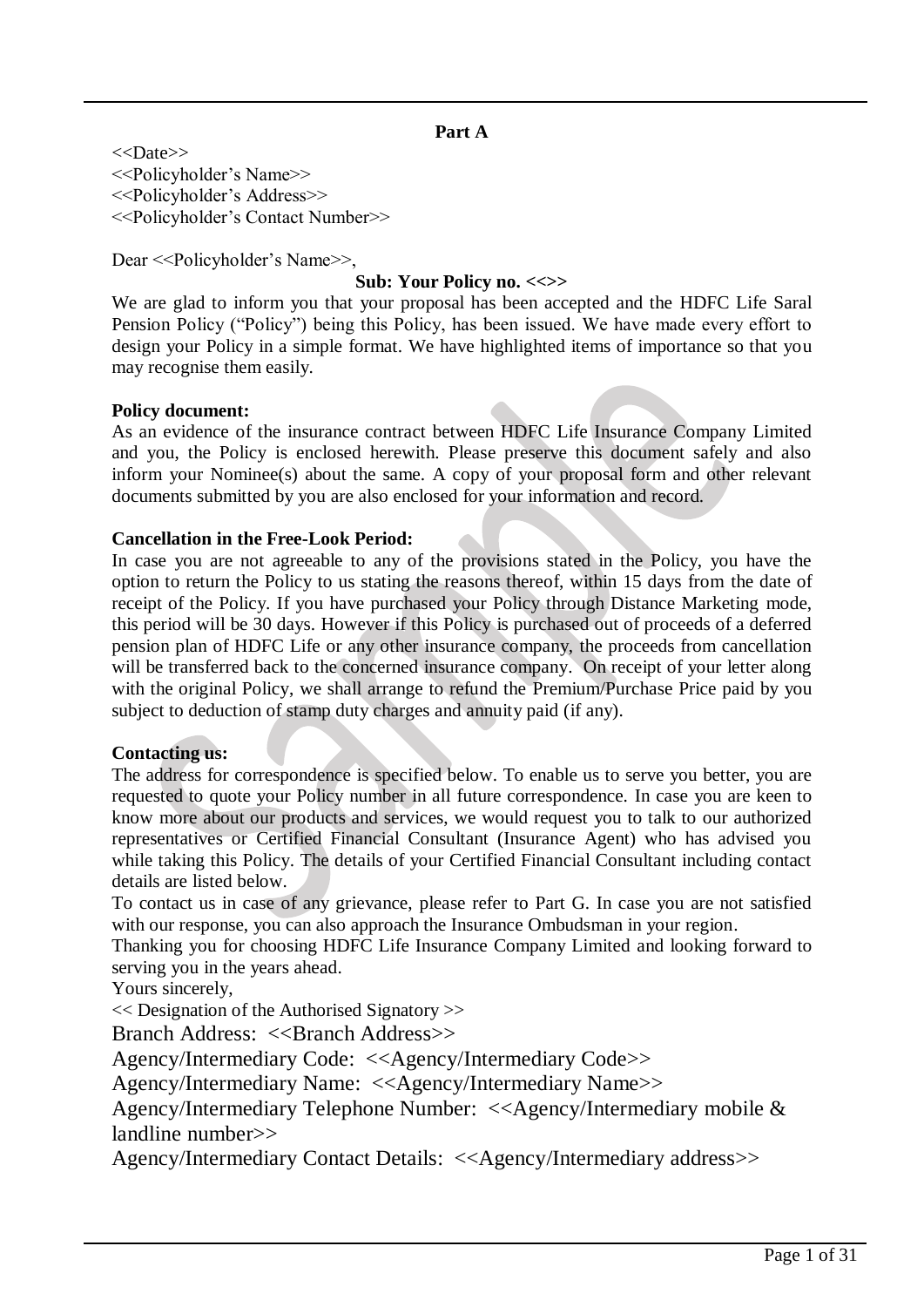# Part A

<<Date>>
<<Policyholder's Name>>
<<Policyholder's Address>>
<<Policyholder's Contact Number>>

Dear <<Policyholder's Name>>,

**Sub: Your Policy no. <<>>**

We are glad to inform you that your proposal has been accepted and the HDFC Life Saral Pension Policy ("Policy") being this Policy, has been issued. We have made every effort to design your Policy in a simple format. We have highlighted items of importance so that you may recognise them easily.

**Policy document:**

As an evidence of the insurance contract between HDFC Life Insurance Company Limited and you, the Policy is enclosed herewith. Please preserve this document safely and also inform your Nominee(s) about the same. A copy of your proposal form and other relevant documents submitted by you are also enclosed for your information and record.

**Cancellation in the Free-Look Period:**

In case you are not agreeable to any of the provisions stated in the Policy, you have the option to return the Policy to us stating the reasons thereof, within 15 days from the date of receipt of the Policy. If you have purchased your Policy through Distance Marketing mode, this period will be 30 days. However if this Policy is purchased out of proceeds of a deferred pension plan of HDFC Life or any other insurance company, the proceeds from cancellation will be transferred back to the concerned insurance company. On receipt of your letter along with the original Policy, we shall arrange to refund the Premium/Purchase Price paid by you subject to deduction of stamp duty charges and annuity paid (if any).

**Contacting us:**

The address for correspondence is specified below. To enable us to serve you better, you are requested to quote your Policy number in all future correspondence. In case you are keen to know more about our products and services, we would request you to talk to our authorized representatives or Certified Financial Consultant (Insurance Agent) who has advised you while taking this Policy. The details of your Certified Financial Consultant including contact details are listed below.

To contact us in case of any grievance, please refer to Part G. In case you are not satisfied with our response, you can also approach the Insurance Ombudsman in your region.

Thanking you for choosing HDFC Life Insurance Company Limited and looking forward to serving you in the years ahead.

Yours sincerely,

<< Designation of the Authorised Signatory >>

Branch Address: <<Branch Address>>

Agency/Intermediary Code: <<Agency/Intermediary Code>>

Agency/Intermediary Name: <<Agency/Intermediary Name>>

Agency/Intermediary Telephone Number: <<Agency/Intermediary mobile & landline number>>

Agency/Intermediary Contact Details: <<Agency/Intermediary address>>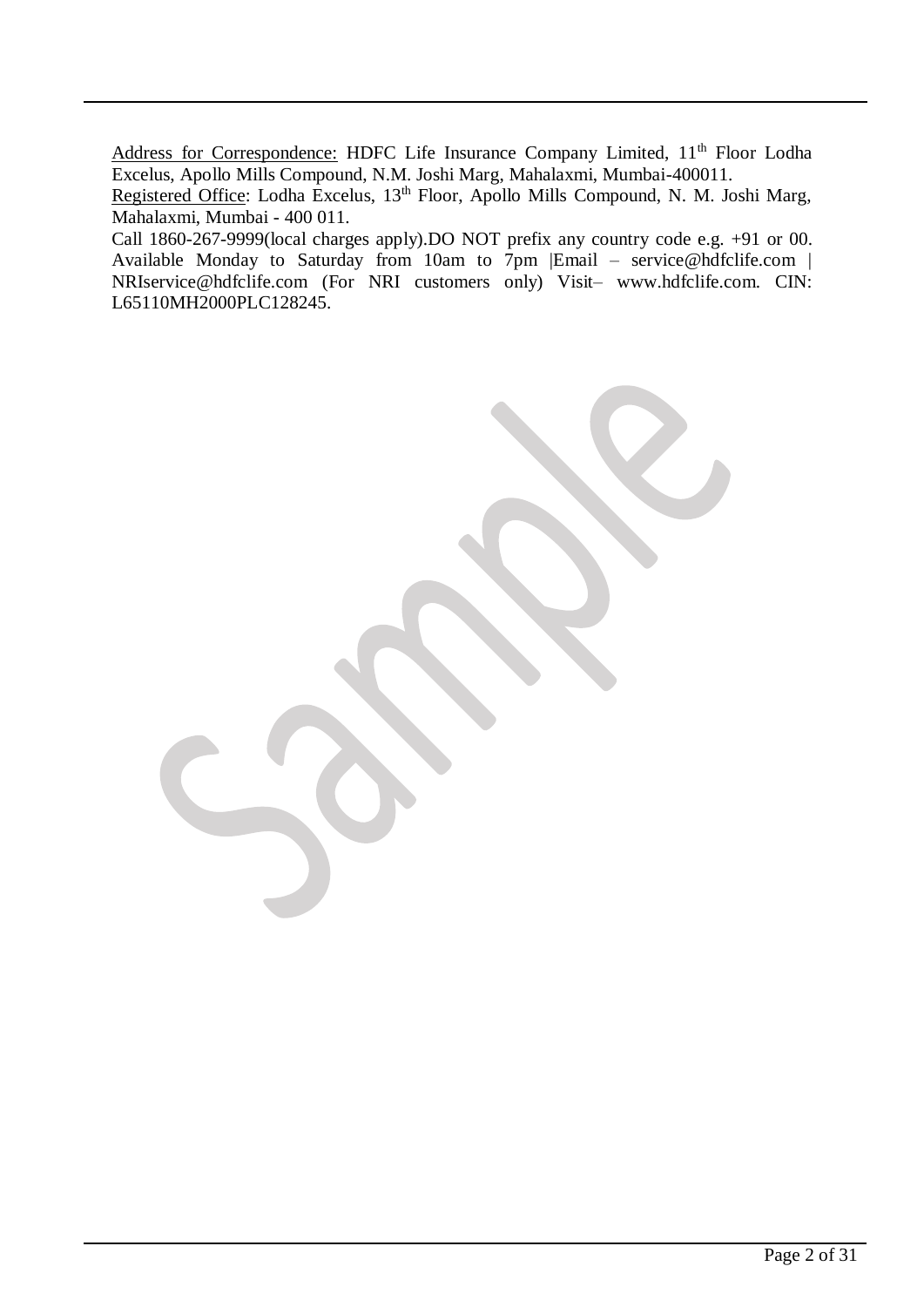Address for Correspondence: HDFC Life Insurance Company Limited, 11th Floor Lodha Excelus, Apollo Mills Compound, N.M. Joshi Marg, Mahalaxmi, Mumbai-400011.
Registered Office: Lodha Excelus, 13th Floor, Apollo Mills Compound, N. M. Joshi Marg, Mahalaxmi, Mumbai - 400 011.
Call 1860-267-9999(local charges apply).DO NOT prefix any country code e.g. +91 or 00. Available Monday to Saturday from 10am to 7pm |Email – service@hdfclife.com | NRIservice@hdfclife.com (For NRI customers only) Visit– www.hdfclife.com. CIN: L65110MH2000PLC128245.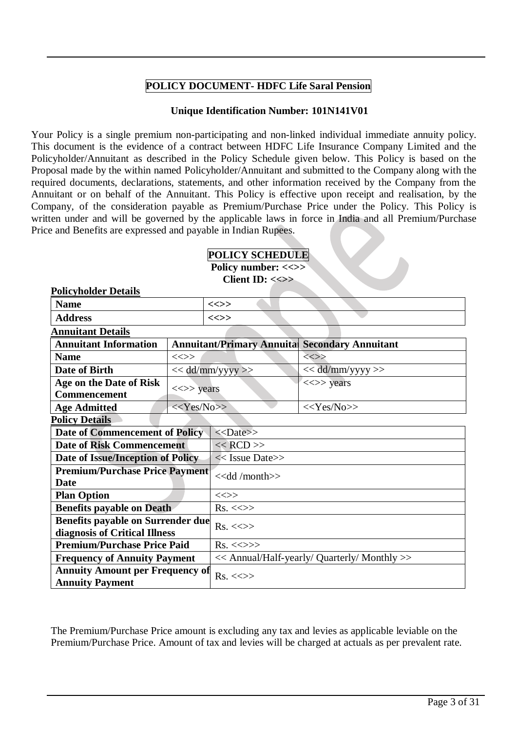# POLICY DOCUMENT- HDFC Life Saral Pension

**Unique Identification Number: 101N141V01**

Your Policy is a single premium non-participating and non-linked individual immediate annuity policy. This document is the evidence of a contract between HDFC Life Insurance Company Limited and the Policyholder/Annuitant as described in the Policy Schedule given below. This Policy is based on the Proposal made by the within named Policyholder/Annuitant and submitted to the Company along with the required documents, declarations, statements, and other information received by the Company from the Annuitant or on behalf of the Annuitant. This Policy is effective upon receipt and realisation, by the Company, of the consideration payable as Premium/Purchase Price under the Policy. This Policy is written under and will be governed by the applicable laws in force in India and all Premium/Purchase Price and Benefits are expressed and payable in Indian Rupees.

## POLICY SCHEDULE

**Policy number: <<>>**

**Client ID: <<>>**

**Policyholder Details**

| **Name** | <<>> |
|---|---|
| **Address** | <<>> |

**Annuitant Details**

| **Annuitant Information** | **Annuitant/Primary Annuitant** | **Secondary Annuitant** |
|---|---|---|
| **Name** | <<>> | <<>> |
| **Date of Birth** | << dd/mm/yyyy >> | << dd/mm/yyyy >> |
| **Age on the Date of Risk Commencement** | <<>> years | <<>> years |
| **Age Admitted** | <<Yes/No>> | <<Yes/No>> |

**Policy Details**

| **Date of Commencement of Policy** | <<Date>> |
|---|---|
| **Date of Risk Commencement** | << RCD >> |
| **Date of Issue/Inception of Policy** | << Issue Date>> |
| **Premium/Purchase Price Payment Date** | <<dd /month>> |
| **Plan Option** | <<>> |
| **Benefits payable on Death** | Rs. <<>> |
| **Benefits payable on Surrender due diagnosis of Critical Illness** | Rs. <<>> |
| **Premium/Purchase Price Paid** | Rs. <<>>> |
| **Frequency of Annuity Payment** | << Annual/Half-yearly/ Quarterly/ Monthly >> |
| **Annuity Amount per Frequency of Annuity Payment** | Rs. <<>> |

The Premium/Purchase Price amount is excluding any tax and levies as applicable leviable on the Premium/Purchase Price. Amount of tax and levies will be charged at actuals as per prevalent rate.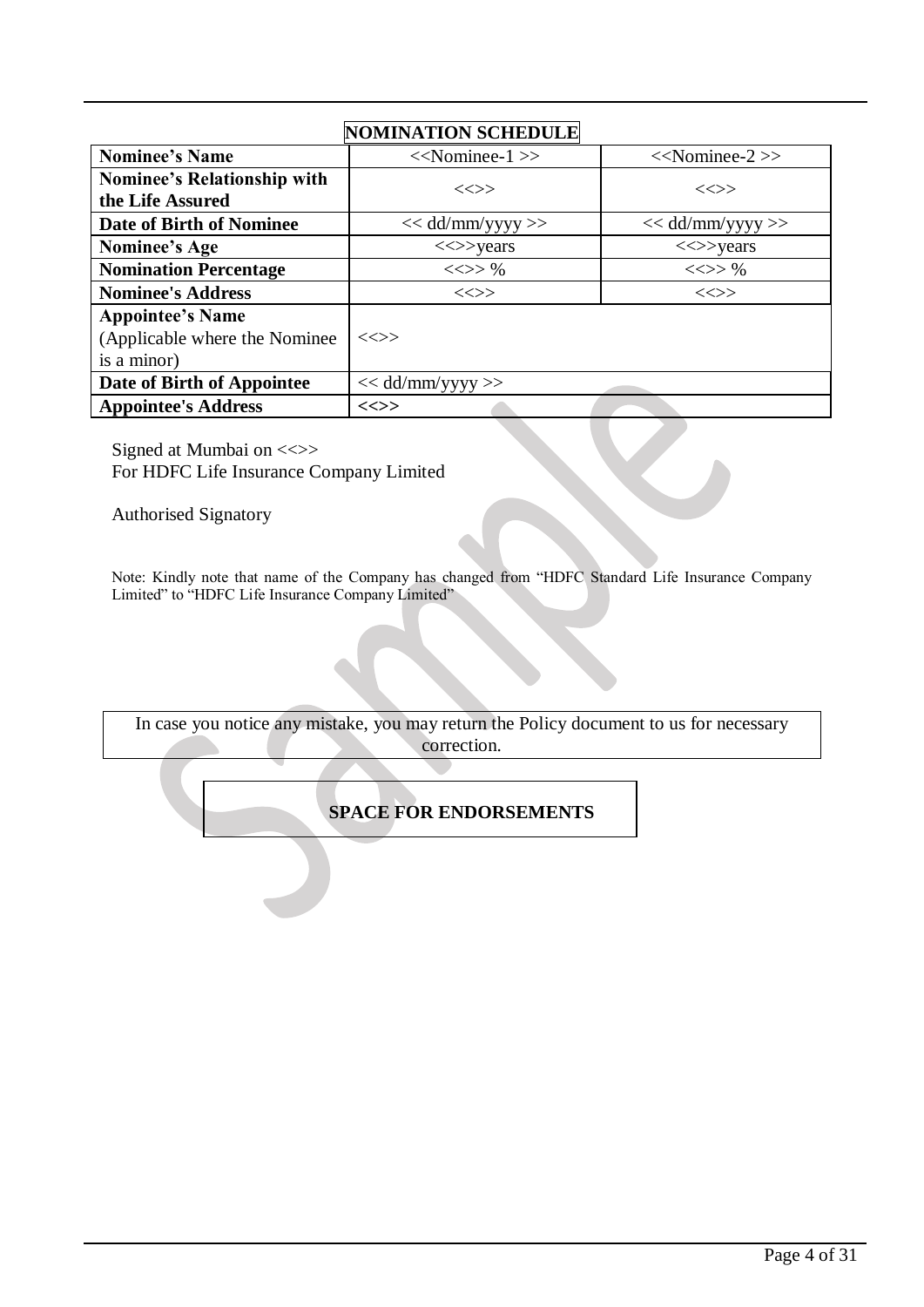## NOMINATION SCHEDULE

| **Nominee's Name** | <<Nominee-1 >> | <<Nominee-2 >> |
|---|---|---|
| **Nominee's Relationship with the Life Assured** | <<>> | <<>> |
| **Date of Birth of Nominee** | << dd/mm/yyyy >> | << dd/mm/yyyy >> |
| **Nominee's Age** | <<>>years | <<>>years |
| **Nomination Percentage** | <<>> % | <<>> % |
| **Nominee's Address** | <<>> | <<>> |
| **Appointee's Name** (Applicable where the Nominee is a minor) | <<>> | |
| **Date of Birth of Appointee** | << dd/mm/yyyy >> | |
| **Appointee's Address** | **<<>>** | |

Signed at Mumbai on <<>>
For HDFC Life Insurance Company Limited

Authorised Signatory

Note: Kindly note that name of the Company has changed from "HDFC Standard Life Insurance Company Limited" to "HDFC Life Insurance Company Limited"

In case you notice any mistake, you may return the Policy document to us for necessary correction.

**SPACE FOR ENDORSEMENTS**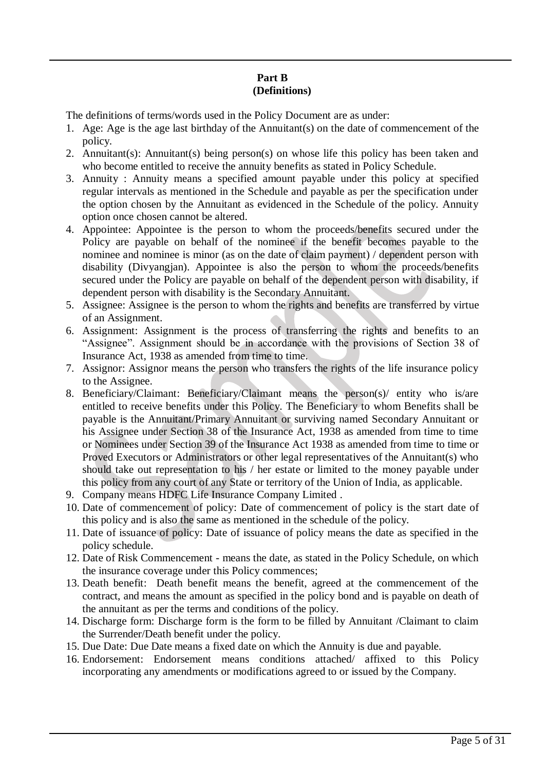## Part B
## (Definitions)

The definitions of terms/words used in the Policy Document are as under:

1. Age: Age is the age last birthday of the Annuitant(s) on the date of commencement of the policy.
2. Annuitant(s): Annuitant(s) being person(s) on whose life this policy has been taken and who become entitled to receive the annuity benefits as stated in Policy Schedule.
3. Annuity : Annuity means a specified amount payable under this policy at specified regular intervals as mentioned in the Schedule and payable as per the specification under the option chosen by the Annuitant as evidenced in the Schedule of the policy. Annuity option once chosen cannot be altered.
4. Appointee: Appointee is the person to whom the proceeds/benefits secured under the Policy are payable on behalf of the nominee if the benefit becomes payable to the nominee and nominee is minor (as on the date of claim payment) / dependent person with disability (Divyangjan). Appointee is also the person to whom the proceeds/benefits secured under the Policy are payable on behalf of the dependent person with disability, if dependent person with disability is the Secondary Annuitant.
5. Assignee: Assignee is the person to whom the rights and benefits are transferred by virtue of an Assignment.
6. Assignment: Assignment is the process of transferring the rights and benefits to an "Assignee". Assignment should be in accordance with the provisions of Section 38 of Insurance Act, 1938 as amended from time to time.
7. Assignor: Assignor means the person who transfers the rights of the life insurance policy to the Assignee.
8. Beneficiary/Claimant: Beneficiary/Claimant means the person(s)/ entity who is/are entitled to receive benefits under this Policy. The Beneficiary to whom Benefits shall be payable is the Annuitant/Primary Annuitant or surviving named Secondary Annuitant or his Assignee under Section 38 of the Insurance Act, 1938 as amended from time to time or Nominees under Section 39 of the Insurance Act 1938 as amended from time to time or Proved Executors or Administrators or other legal representatives of the Annuitant(s) who should take out representation to his / her estate or limited to the money payable under this policy from any court of any State or territory of the Union of India, as applicable.
9. Company means HDFC Life Insurance Company Limited .
10. Date of commencement of policy: Date of commencement of policy is the start date of this policy and is also the same as mentioned in the schedule of the policy.
11. Date of issuance of policy: Date of issuance of policy means the date as specified in the policy schedule.
12. Date of Risk Commencement - means the date, as stated in the Policy Schedule, on which the insurance coverage under this Policy commences;
13. Death benefit: Death benefit means the benefit, agreed at the commencement of the contract, and means the amount as specified in the policy bond and is payable on death of the annuitant as per the terms and conditions of the policy.
14. Discharge form: Discharge form is the form to be filled by Annuitant /Claimant to claim the Surrender/Death benefit under the policy.
15. Due Date: Due Date means a fixed date on which the Annuity is due and payable.
16. Endorsement: Endorsement means conditions attached/ affixed to this Policy incorporating any amendments or modifications agreed to or issued by the Company.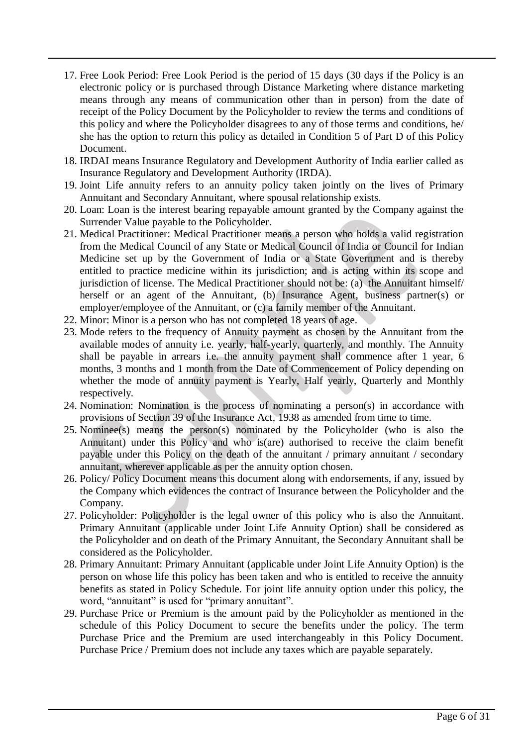17. Free Look Period: Free Look Period is the period of 15 days (30 days if the Policy is an electronic policy or is purchased through Distance Marketing where distance marketing means through any means of communication other than in person) from the date of receipt of the Policy Document by the Policyholder to review the terms and conditions of this policy and where the Policyholder disagrees to any of those terms and conditions, he/ she has the option to return this policy as detailed in Condition 5 of Part D of this Policy Document.
18. IRDAI means Insurance Regulatory and Development Authority of India earlier called as Insurance Regulatory and Development Authority (IRDA).
19. Joint Life annuity refers to an annuity policy taken jointly on the lives of Primary Annuitant and Secondary Annuitant, where spousal relationship exists.
20. Loan: Loan is the interest bearing repayable amount granted by the Company against the Surrender Value payable to the Policyholder.
21. Medical Practitioner: Medical Practitioner means a person who holds a valid registration from the Medical Council of any State or Medical Council of India or Council for Indian Medicine set up by the Government of India or a State Government and is thereby entitled to practice medicine within its jurisdiction; and is acting within its scope and jurisdiction of license. The Medical Practitioner should not be: (a) the Annuitant himself/ herself or an agent of the Annuitant, (b) Insurance Agent, business partner(s) or employer/employee of the Annuitant, or (c) a family member of the Annuitant.
22. Minor: Minor is a person who has not completed 18 years of age.
23. Mode refers to the frequency of Annuity payment as chosen by the Annuitant from the available modes of annuity i.e. yearly, half-yearly, quarterly, and monthly. The Annuity shall be payable in arrears i.e. the annuity payment shall commence after 1 year, 6 months, 3 months and 1 month from the Date of Commencement of Policy depending on whether the mode of annuity payment is Yearly, Half yearly, Quarterly and Monthly respectively.
24. Nomination: Nomination is the process of nominating a person(s) in accordance with provisions of Section 39 of the Insurance Act, 1938 as amended from time to time.
25. Nominee(s) means the person(s) nominated by the Policyholder (who is also the Annuitant) under this Policy and who is(are) authorised to receive the claim benefit payable under this Policy on the death of the annuitant / primary annuitant / secondary annuitant, wherever applicable as per the annuity option chosen.
26. Policy/ Policy Document means this document along with endorsements, if any, issued by the Company which evidences the contract of Insurance between the Policyholder and the Company.
27. Policyholder: Policyholder is the legal owner of this policy who is also the Annuitant. Primary Annuitant (applicable under Joint Life Annuity Option) shall be considered as the Policyholder and on death of the Primary Annuitant, the Secondary Annuitant shall be considered as the Policyholder.
28. Primary Annuitant: Primary Annuitant (applicable under Joint Life Annuity Option) is the person on whose life this policy has been taken and who is entitled to receive the annuity benefits as stated in Policy Schedule. For joint life annuity option under this policy, the word, "annuitant" is used for "primary annuitant".
29. Purchase Price or Premium is the amount paid by the Policyholder as mentioned in the schedule of this Policy Document to secure the benefits under the policy. The term Purchase Price and the Premium are used interchangeably in this Policy Document. Purchase Price / Premium does not include any taxes which are payable separately.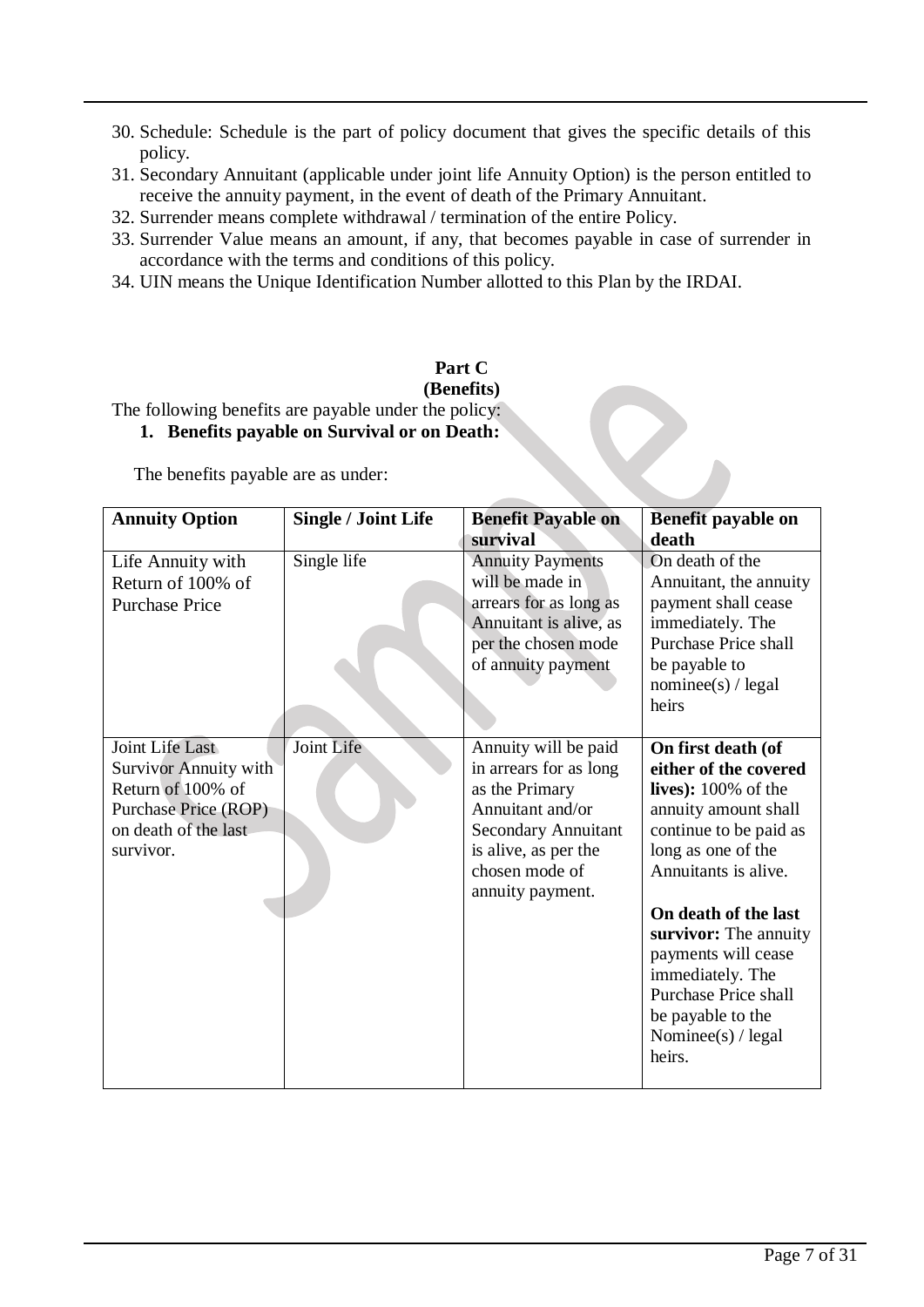30. Schedule: Schedule is the part of policy document that gives the specific details of this policy.
31. Secondary Annuitant (applicable under joint life Annuity Option) is the person entitled to receive the annuity payment, in the event of death of the Primary Annuitant.
32. Surrender means complete withdrawal / termination of the entire Policy.
33. Surrender Value means an amount, if any, that becomes payable in case of surrender in accordance with the terms and conditions of this policy.
34. UIN means the Unique Identification Number allotted to this Plan by the IRDAI.

## Part C
## (Benefits)

The following benefits are payable under the policy:

1. **Benefits payable on Survival or on Death:**

The benefits payable are as under:

| Annuity Option | Single / Joint Life | Benefit Payable on survival | Benefit payable on death |
|---|---|---|---|
| Life Annuity with Return of 100% of Purchase Price | Single life | Annuity Payments will be made in arrears for as long as Annuitant is alive, as per the chosen mode of annuity payment | On death of the Annuitant, the annuity payment shall cease immediately. The Purchase Price shall be payable to nominee(s) / legal heirs |
| Joint Life Last Survivor Annuity with Return of 100% of Purchase Price (ROP) on death of the last survivor. | Joint Life | Annuity will be paid in arrears for as long as the Primary Annuitant and/or Secondary Annuitant is alive, as per the chosen mode of annuity payment. | **On first death (of either of the covered lives):** 100% of the annuity amount shall continue to be paid as long as one of the Annuitants is alive.<br><br>**On death of the last survivor:** The annuity payments will cease immediately. The Purchase Price shall be payable to the Nominee(s) / legal heirs. |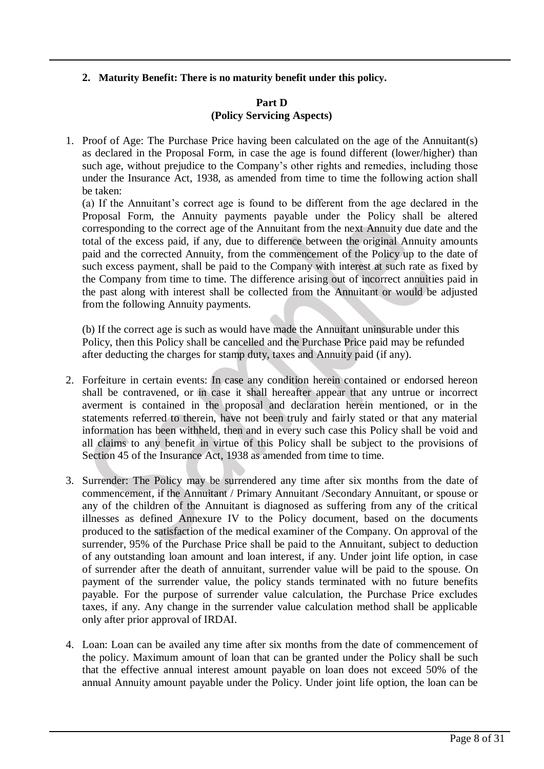**2. Maturity Benefit: There is no maturity benefit under this policy.**

### Part D
### (Policy Servicing Aspects)

1. Proof of Age: The Purchase Price having been calculated on the age of the Annuitant(s) as declared in the Proposal Form, in case the age is found different (lower/higher) than such age, without prejudice to the Company's other rights and remedies, including those under the Insurance Act, 1938, as amended from time to time the following action shall be taken:

   (a) If the Annuitant's correct age is found to be different from the age declared in the Proposal Form, the Annuity payments payable under the Policy shall be altered corresponding to the correct age of the Annuitant from the next Annuity due date and the total of the excess paid, if any, due to difference between the original Annuity amounts paid and the corrected Annuity, from the commencement of the Policy up to the date of such excess payment, shall be paid to the Company with interest at such rate as fixed by the Company from time to time. The difference arising out of incorrect annuities paid in the past along with interest shall be collected from the Annuitant or would be adjusted from the following Annuity payments.

   (b) If the correct age is such as would have made the Annuitant uninsurable under this Policy, then this Policy shall be cancelled and the Purchase Price paid may be refunded after deducting the charges for stamp duty, taxes and Annuity paid (if any).

2. Forfeiture in certain events: In case any condition herein contained or endorsed hereon shall be contravened, or in case it shall hereafter appear that any untrue or incorrect averment is contained in the proposal and declaration herein mentioned, or in the statements referred to therein, have not been truly and fairly stated or that any material information has been withheld, then and in every such case this Policy shall be void and all claims to any benefit in virtue of this Policy shall be subject to the provisions of Section 45 of the Insurance Act, 1938 as amended from time to time.

3. Surrender: The Policy may be surrendered any time after six months from the date of commencement, if the Annuitant / Primary Annuitant /Secondary Annuitant, or spouse or any of the children of the Annuitant is diagnosed as suffering from any of the critical illnesses as defined Annexure IV to the Policy document, based on the documents produced to the satisfaction of the medical examiner of the Company. On approval of the surrender, 95% of the Purchase Price shall be paid to the Annuitant, subject to deduction of any outstanding loan amount and loan interest, if any. Under joint life option, in case of surrender after the death of annuitant, surrender value will be paid to the spouse. On payment of the surrender value, the policy stands terminated with no future benefits payable. For the purpose of surrender value calculation, the Purchase Price excludes taxes, if any. Any change in the surrender value calculation method shall be applicable only after prior approval of IRDAI.

4. Loan: Loan can be availed any time after six months from the date of commencement of the policy. Maximum amount of loan that can be granted under the Policy shall be such that the effective annual interest amount payable on loan does not exceed 50% of the annual Annuity amount payable under the Policy. Under joint life option, the loan can be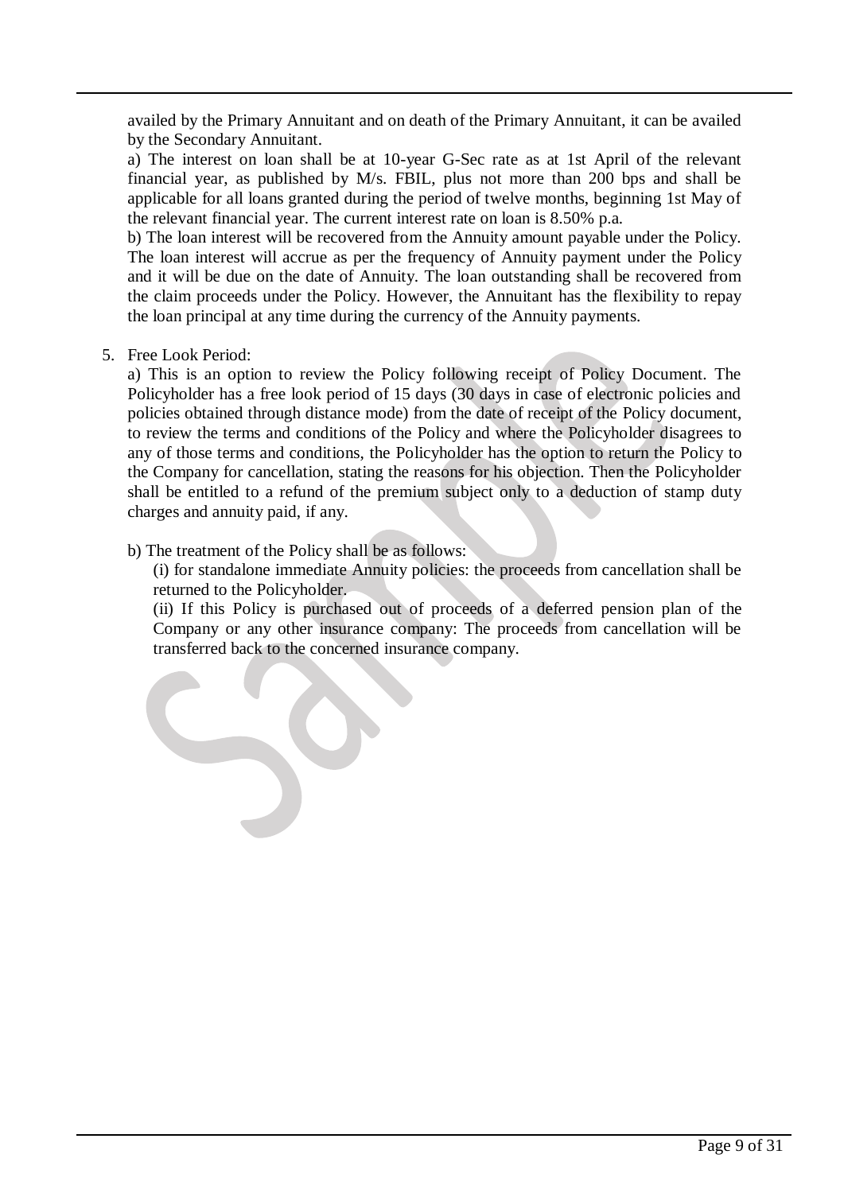availed by the Primary Annuitant and on death of the Primary Annuitant, it can be availed by the Secondary Annuitant.

a) The interest on loan shall be at 10-year G-Sec rate as at 1st April of the relevant financial year, as published by M/s. FBIL, plus not more than 200 bps and shall be applicable for all loans granted during the period of twelve months, beginning 1st May of the relevant financial year. The current interest rate on loan is 8.50% p.a.

b) The loan interest will be recovered from the Annuity amount payable under the Policy. The loan interest will accrue as per the frequency of Annuity payment under the Policy and it will be due on the date of Annuity. The loan outstanding shall be recovered from the claim proceeds under the Policy. However, the Annuitant has the flexibility to repay the loan principal at any time during the currency of the Annuity payments.

5. Free Look Period:

   a) This is an option to review the Policy following receipt of Policy Document. The Policyholder has a free look period of 15 days (30 days in case of electronic policies and policies obtained through distance mode) from the date of receipt of the Policy document, to review the terms and conditions of the Policy and where the Policyholder disagrees to any of those terms and conditions, the Policyholder has the option to return the Policy to the Company for cancellation, stating the reasons for his objection. Then the Policyholder shall be entitled to a refund of the premium subject only to a deduction of stamp duty charges and annuity paid, if any.

   b) The treatment of the Policy shall be as follows:

   (i) for standalone immediate Annuity policies: the proceeds from cancellation shall be returned to the Policyholder.

   (ii) If this Policy is purchased out of proceeds of a deferred pension plan of the Company or any other insurance company: The proceeds from cancellation will be transferred back to the concerned insurance company.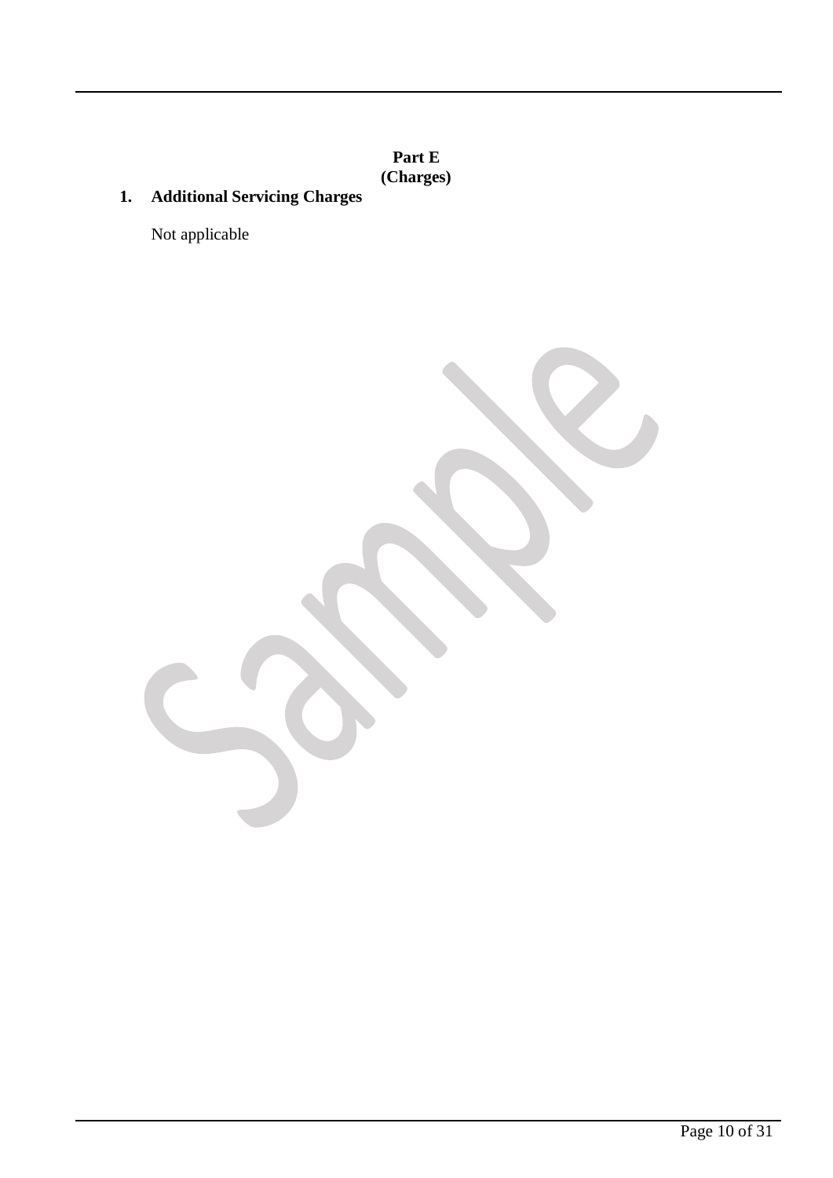**Part E**
**(Charges)**

## 1. Additional Servicing Charges

Not applicable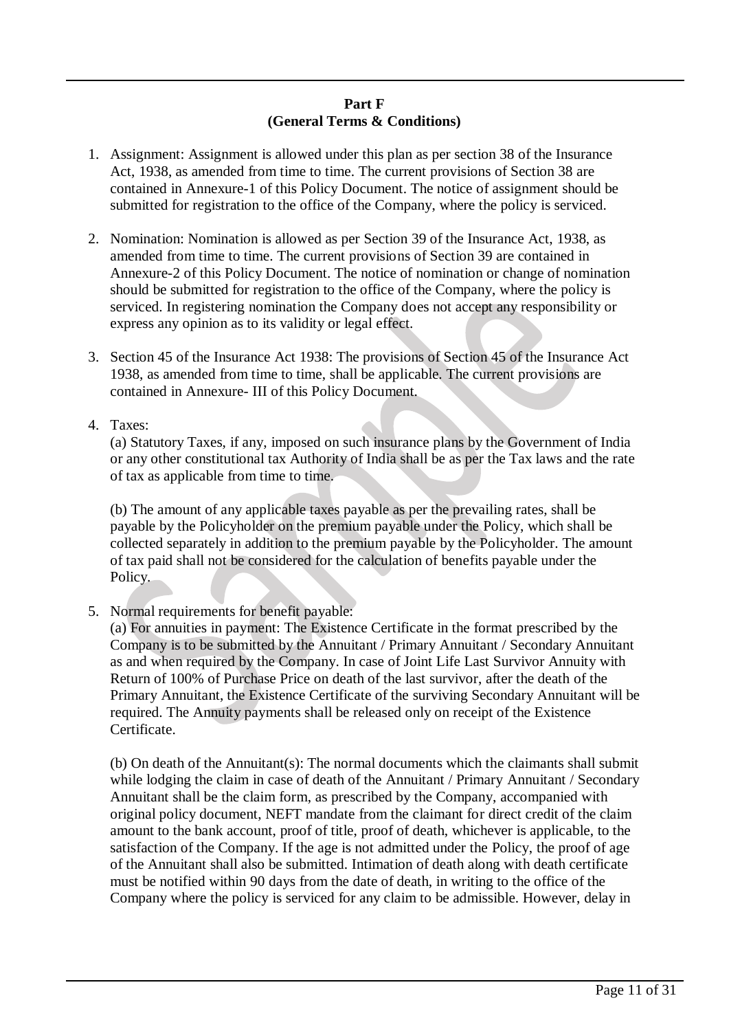**Part F**
**(General Terms & Conditions)**

1. Assignment: Assignment is allowed under this plan as per section 38 of the Insurance Act, 1938, as amended from time to time. The current provisions of Section 38 are contained in Annexure-1 of this Policy Document. The notice of assignment should be submitted for registration to the office of the Company, where the policy is serviced.

2. Nomination: Nomination is allowed as per Section 39 of the Insurance Act, 1938, as amended from time to time. The current provisions of Section 39 are contained in Annexure-2 of this Policy Document. The notice of nomination or change of nomination should be submitted for registration to the office of the Company, where the policy is serviced. In registering nomination the Company does not accept any responsibility or express any opinion as to its validity or legal effect.

3. Section 45 of the Insurance Act 1938: The provisions of Section 45 of the Insurance Act 1938, as amended from time to time, shall be applicable. The current provisions are contained in Annexure- III of this Policy Document.

4. Taxes:

   (a) Statutory Taxes, if any, imposed on such insurance plans by the Government of India or any other constitutional tax Authority of India shall be as per the Tax laws and the rate of tax as applicable from time to time.

   (b) The amount of any applicable taxes payable as per the prevailing rates, shall be payable by the Policyholder on the premium payable under the Policy, which shall be collected separately in addition to the premium payable by the Policyholder. The amount of tax paid shall not be considered for the calculation of benefits payable under the Policy.

5. Normal requirements for benefit payable:

   (a) For annuities in payment: The Existence Certificate in the format prescribed by the Company is to be submitted by the Annuitant / Primary Annuitant / Secondary Annuitant as and when required by the Company. In case of Joint Life Last Survivor Annuity with Return of 100% of Purchase Price on death of the last survivor, after the death of the Primary Annuitant, the Existence Certificate of the surviving Secondary Annuitant will be required. The Annuity payments shall be released only on receipt of the Existence Certificate.

   (b) On death of the Annuitant(s): The normal documents which the claimants shall submit while lodging the claim in case of death of the Annuitant / Primary Annuitant / Secondary Annuitant shall be the claim form, as prescribed by the Company, accompanied with original policy document, NEFT mandate from the claimant for direct credit of the claim amount to the bank account, proof of title, proof of death, whichever is applicable, to the satisfaction of the Company. If the age is not admitted under the Policy, the proof of age of the Annuitant shall also be submitted. Intimation of death along with death certificate must be notified within 90 days from the date of death, in writing to the office of the Company where the policy is serviced for any claim to be admissible. However, delay in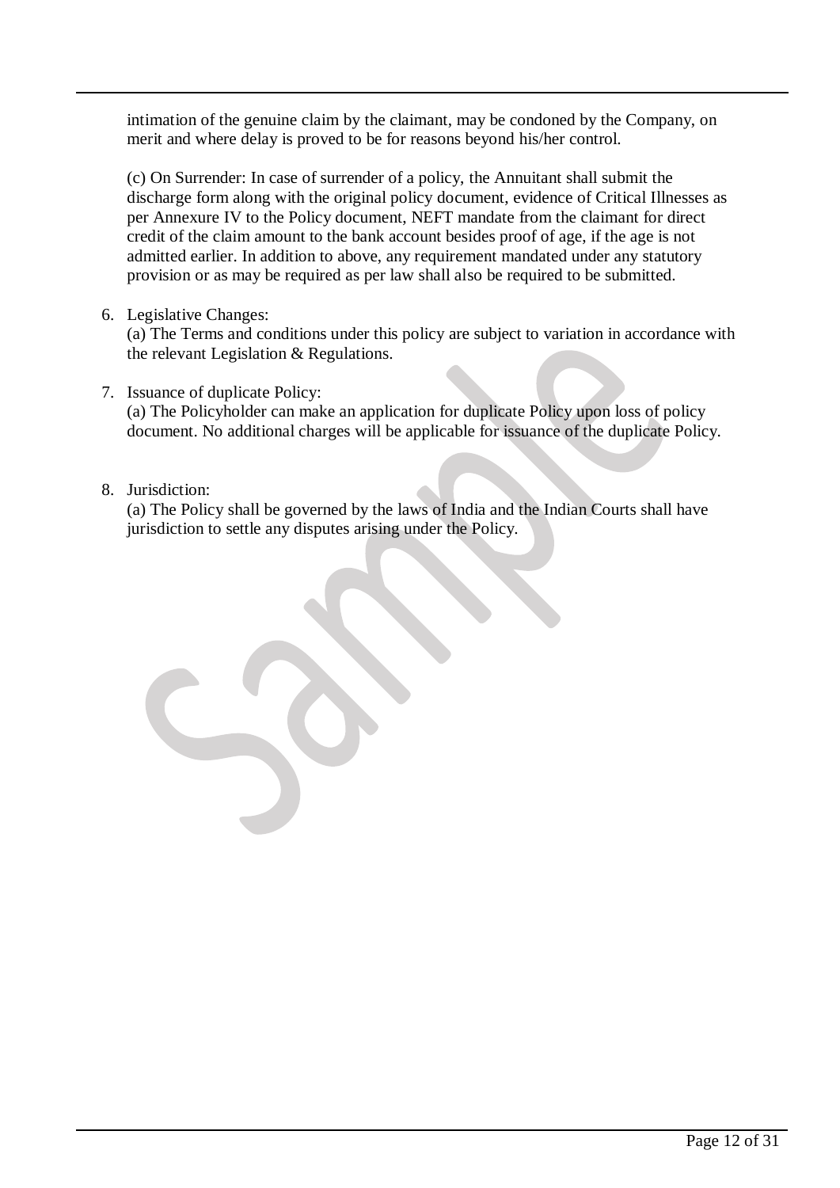intimation of the genuine claim by the claimant, may be condoned by the Company, on merit and where delay is proved to be for reasons beyond his/her control.

(c) On Surrender: In case of surrender of a policy, the Annuitant shall submit the discharge form along with the original policy document, evidence of Critical Illnesses as per Annexure IV to the Policy document, NEFT mandate from the claimant for direct credit of the claim amount to the bank account besides proof of age, if the age is not admitted earlier. In addition to above, any requirement mandated under any statutory provision or as may be required as per law shall also be required to be submitted.

6. Legislative Changes:
   (a) The Terms and conditions under this policy are subject to variation in accordance with the relevant Legislation & Regulations.

7. Issuance of duplicate Policy:
   (a) The Policyholder can make an application for duplicate Policy upon loss of policy document. No additional charges will be applicable for issuance of the duplicate Policy.

8. Jurisdiction:
   (a) The Policy shall be governed by the laws of India and the Indian Courts shall have jurisdiction to settle any disputes arising under the Policy.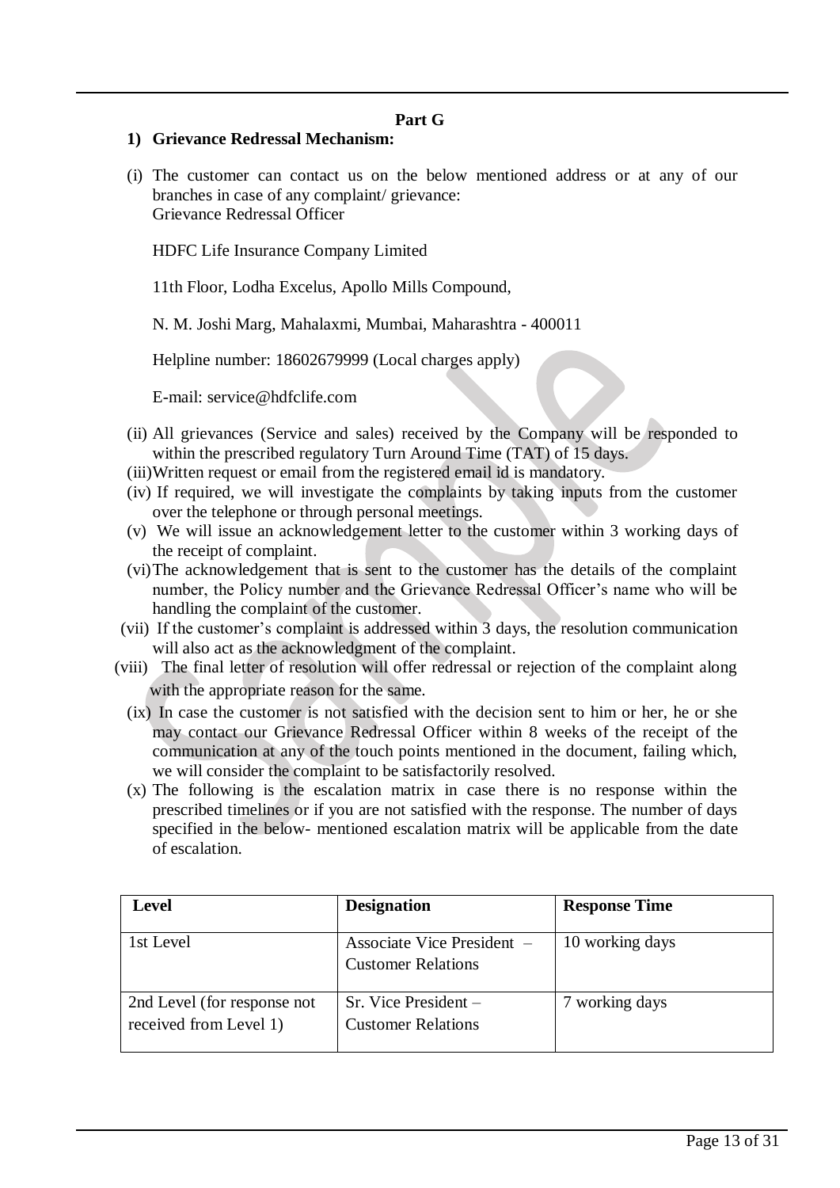**Part G**

**1) Grievance Redressal Mechanism:**

(i) The customer can contact us on the below mentioned address or at any of our branches in case of any complaint/ grievance:
Grievance Redressal Officer

HDFC Life Insurance Company Limited

11th Floor, Lodha Excelus, Apollo Mills Compound,

N. M. Joshi Marg, Mahalaxmi, Mumbai, Maharashtra - 400011

Helpline number: 18602679999 (Local charges apply)

E-mail: service@hdfclife.com

(ii) All grievances (Service and sales) received by the Company will be responded to within the prescribed regulatory Turn Around Time (TAT) of 15 days.

(iii) Written request or email from the registered email id is mandatory.

(iv) If required, we will investigate the complaints by taking inputs from the customer over the telephone or through personal meetings.

(v) We will issue an acknowledgement letter to the customer within 3 working days of the receipt of complaint.

(vi) The acknowledgement that is sent to the customer has the details of the complaint number, the Policy number and the Grievance Redressal Officer's name who will be handling the complaint of the customer.

(vii) If the customer's complaint is addressed within 3 days, the resolution communication will also act as the acknowledgment of the complaint.

(viii) The final letter of resolution will offer redressal or rejection of the complaint along with the appropriate reason for the same.

(ix) In case the customer is not satisfied with the decision sent to him or her, he or she may contact our Grievance Redressal Officer within 8 weeks of the receipt of the communication at any of the touch points mentioned in the document, failing which, we will consider the complaint to be satisfactorily resolved.

(x) The following is the escalation matrix in case there is no response within the prescribed timelines or if you are not satisfied with the response. The number of days specified in the below- mentioned escalation matrix will be applicable from the date of escalation.

| Level | Designation | Response Time |
|---|---|---|
| 1st Level | Associate Vice President – Customer Relations | 10 working days |
| 2nd Level (for response not received from Level 1) | Sr. Vice President – Customer Relations | 7 working days |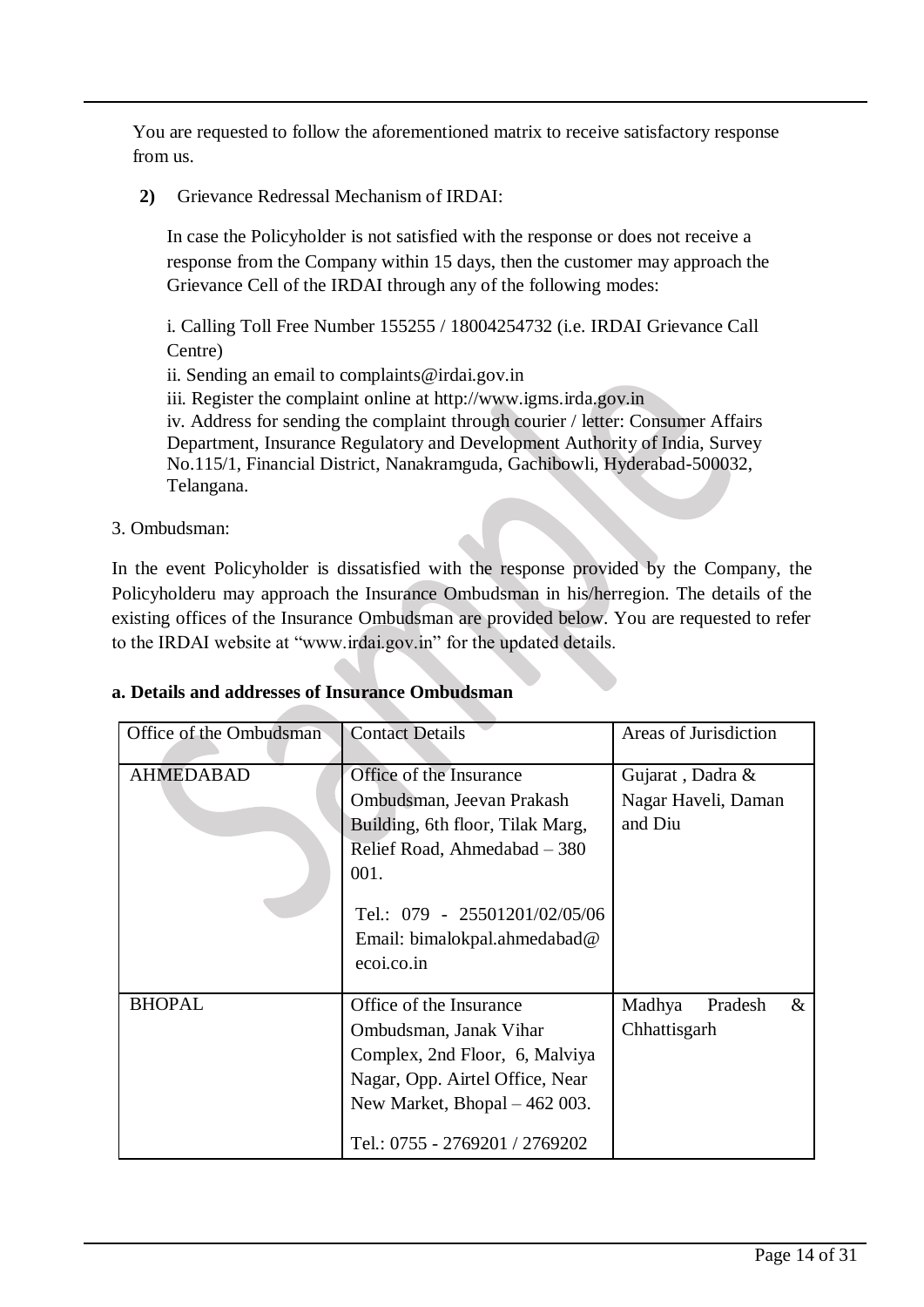You are requested to follow the aforementioned matrix to receive satisfactory response from us.

**2)** Grievance Redressal Mechanism of IRDAI:

In case the Policyholder is not satisfied with the response or does not receive a response from the Company within 15 days, then the customer may approach the Grievance Cell of the IRDAI through any of the following modes:

i. Calling Toll Free Number 155255 / 18004254732 (i.e. IRDAI Grievance Call Centre)
ii. Sending an email to complaints@irdai.gov.in
iii. Register the complaint online at http://www.igms.irda.gov.in
iv. Address for sending the complaint through courier / letter: Consumer Affairs Department, Insurance Regulatory and Development Authority of India, Survey No.115/1, Financial District, Nanakramguda, Gachibowli, Hyderabad-500032, Telangana.

3. Ombudsman:

In the event Policyholder is dissatisfied with the response provided by the Company, the Policyholderu may approach the Insurance Ombudsman in his/herregion. The details of the existing offices of the Insurance Ombudsman are provided below. You are requested to refer to the IRDAI website at "www.irdai.gov.in" for the updated details.

**a. Details and addresses of Insurance Ombudsman**

| Office of the Ombudsman | Contact Details | Areas of Jurisdiction |
|---|---|---|
| AHMEDABAD | Office of the Insurance Ombudsman, Jeevan Prakash Building, 6th floor, Tilak Marg, Relief Road, Ahmedabad – 380 001.<br>Tel.: 079 - 25501201/02/05/06<br>Email: bimalokpal.ahmedabad@ecoi.co.in | Gujarat , Dadra & Nagar Haveli, Daman and Diu |
| BHOPAL | Office of the Insurance Ombudsman, Janak Vihar Complex, 2nd Floor, 6, Malviya Nagar, Opp. Airtel Office, Near New Market, Bhopal – 462 003.<br>Tel.: 0755 - 2769201 / 2769202 | Madhya Pradesh & Chhattisgarh |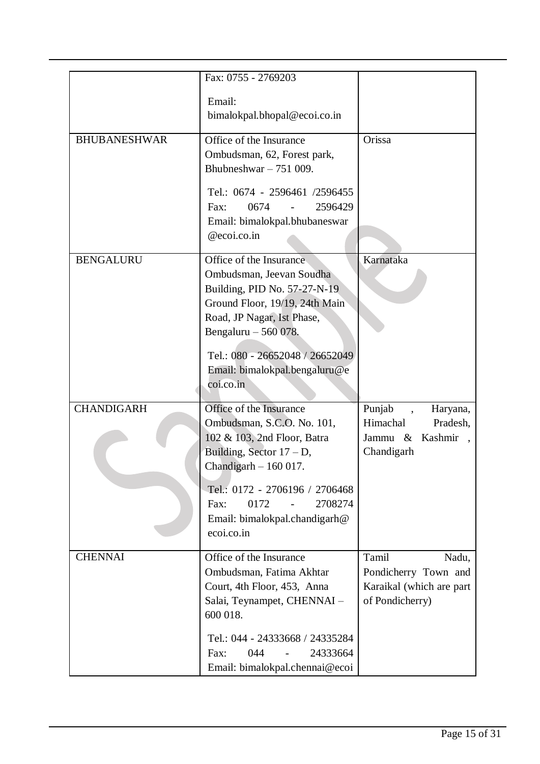| | | |
|---|---|---|
| | Fax: 0755 - 2769203<br><br>Email: bimalokpal.bhopal@ecoi.co.in | |
| BHUBANESHWAR | Office of the Insurance Ombudsman, 62, Forest park, Bhubneshwar – 751 009.<br><br>Tel.: 0674 - 2596461 /2596455<br>Fax: 0674 - 2596429<br>Email: bimalokpal.bhubaneswar@ecoi.co.in | Orissa |
| BENGALURU | Office of the Insurance Ombudsman, Jeevan Soudha Building, PID No. 57-27-N-19 Ground Floor, 19/19, 24th Main Road, JP Nagar, Ist Phase, Bengaluru – 560 078.<br><br>Tel.: 080 - 26652048 / 26652049<br>Email: bimalokpal.bengaluru@ecoi.co.in | Karnataka |
| CHANDIGARH | Office of the Insurance Ombudsman, S.C.O. No. 101, 102 & 103, 2nd Floor, Batra Building, Sector 17 – D, Chandigarh – 160 017.<br><br>Tel.: 0172 - 2706196 / 2706468<br>Fax: 0172 - 2708274<br>Email: bimalokpal.chandigarh@ecoi.co.in | Punjab , Haryana, Himachal Pradesh, Jammu & Kashmir , Chandigarh |
| CHENNAI | Office of the Insurance Ombudsman, Fatima Akhtar Court, 4th Floor, 453, Anna Salai, Teynampet, CHENNAI – 600 018.<br><br>Tel.: 044 - 24333668 / 24335284<br>Fax: 044 - 24333664<br>Email: bimalokpal.chennai@ecoi | Tamil Nadu, Pondicherry Town and Karaikal (which are part of Pondicherry) |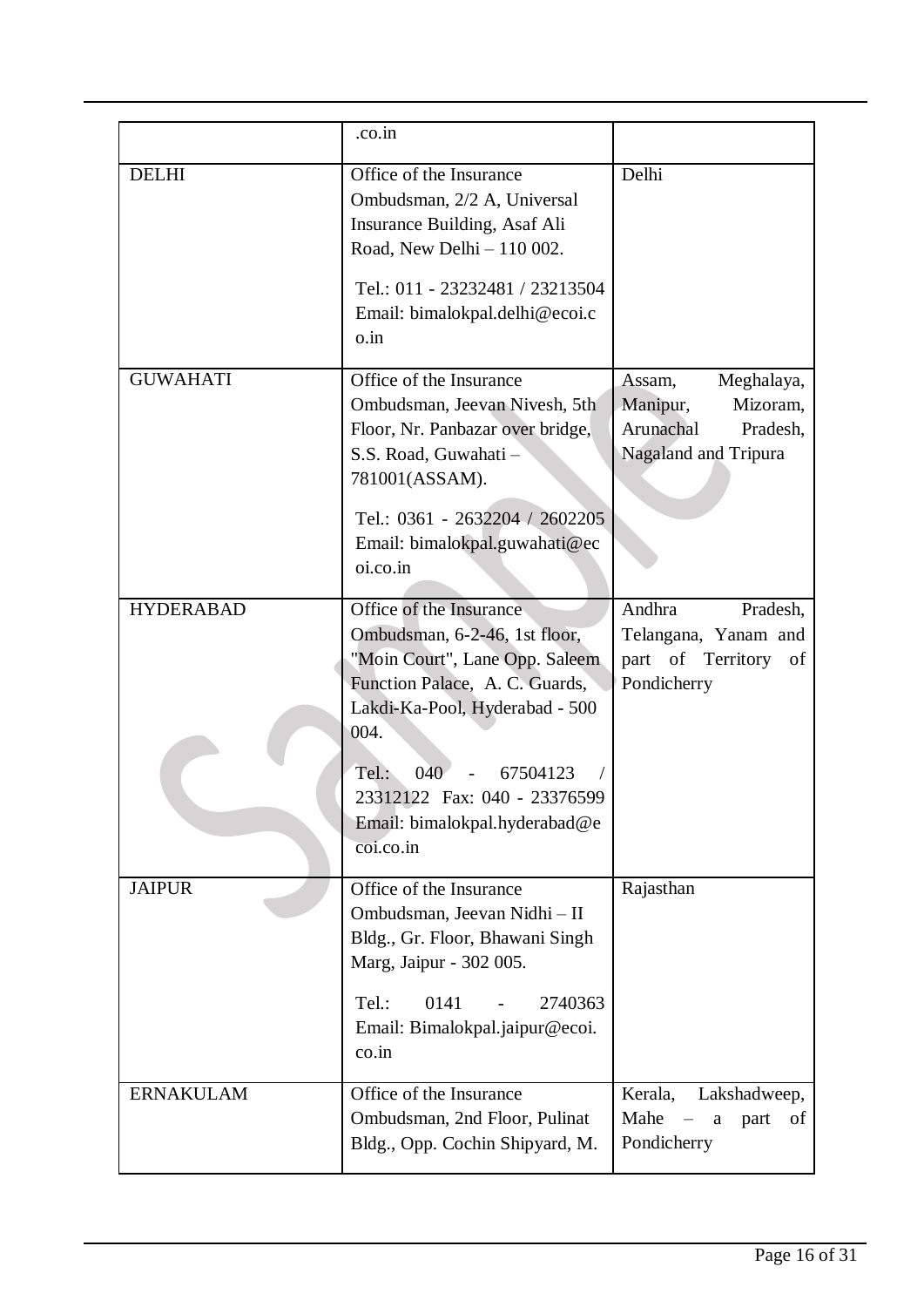| | | |
|---|---|---|
| | .co.in | |
| DELHI | Office of the Insurance Ombudsman, 2/2 A, Universal Insurance Building, Asaf Ali Road, New Delhi – 110 002.<br><br>Tel.: 011 - 23232481 / 23213504 Email: bimalokpal.delhi@ecoi.co.in | Delhi |
| GUWAHATI | Office of the Insurance Ombudsman, Jeevan Nivesh, 5th Floor, Nr. Panbazar over bridge, S.S. Road, Guwahati – 781001(ASSAM).<br><br>Tel.: 0361 - 2632204 / 2602205 Email: bimalokpal.guwahati@ecoi.co.in | Assam, Meghalaya, Manipur, Mizoram, Arunachal Pradesh, Nagaland and Tripura |
| HYDERABAD | Office of the Insurance Ombudsman, 6-2-46, 1st floor, "Moin Court", Lane Opp. Saleem Function Palace, A. C. Guards, Lakdi-Ka-Pool, Hyderabad - 500 004.<br><br>Tel.: 040 - 67504123 / 23312122 Fax: 040 - 23376599 Email: bimalokpal.hyderabad@ecoi.co.in | Andhra Pradesh, Telangana, Yanam and part of Territory of Pondicherry |
| JAIPUR | Office of the Insurance Ombudsman, Jeevan Nidhi – II Bldg., Gr. Floor, Bhawani Singh Marg, Jaipur - 302 005.<br><br>Tel.: 0141 - 2740363 Email: Bimalokpal.jaipur@ecoi.co.in | Rajasthan |
| ERNAKULAM | Office of the Insurance Ombudsman, 2nd Floor, Pulinat Bldg., Opp. Cochin Shipyard, M. | Kerala, Lakshadweep, Mahe – a part of Pondicherry |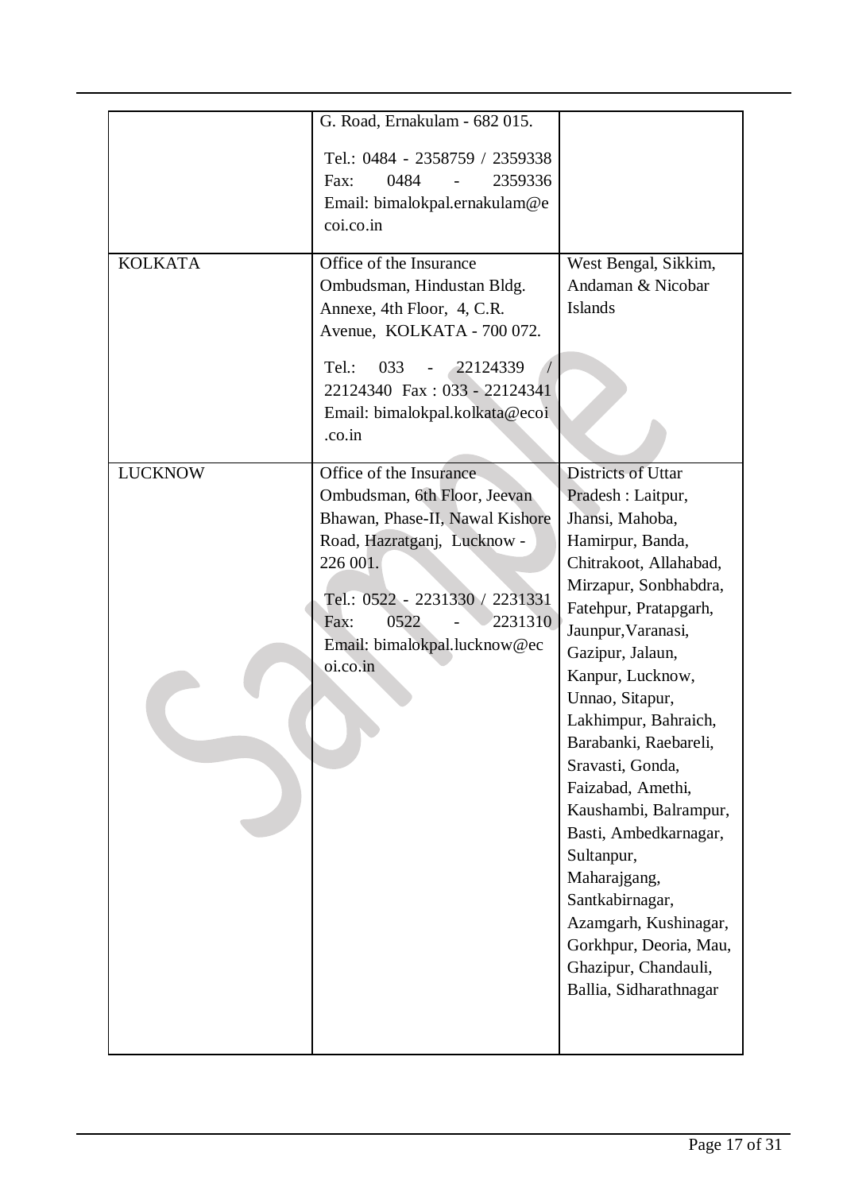| | | |
|---|---|---|
| | G. Road, Ernakulam - 682 015.<br><br>Tel.: 0484 - 2358759 / 2359338 Fax: 0484 - 2359336 Email: bimalokpal.ernakulam@ecoi.co.in | |
| KOLKATA | Office of the Insurance Ombudsman, Hindustan Bldg. Annexe, 4th Floor, 4, C.R. Avenue, KOLKATA - 700 072.<br><br>Tel.: 033 - 22124339 / 22124340 Fax : 033 - 22124341 Email: bimalokpal.kolkata@ecoi.co.in | West Bengal, Sikkim, Andaman & Nicobar Islands |
| LUCKNOW | Office of the Insurance Ombudsman, 6th Floor, Jeevan Bhawan, Phase-II, Nawal Kishore Road, Hazratganj, Lucknow - 226 001.<br><br>Tel.: 0522 - 2231330 / 2231331 Fax: 0522 - 2231310 Email: bimalokpal.lucknow@ecoi.co.in | Districts of Uttar Pradesh : Laitpur, Jhansi, Mahoba, Hamirpur, Banda, Chitrakoot, Allahabad, Mirzapur, Sonbhabdra, Fatehpur, Pratapgarh, Jaunpur,Varanasi, Gazipur, Jalaun, Kanpur, Lucknow, Unnao, Sitapur, Lakhimpur, Bahraich, Barabanki, Raebareli, Sravasti, Gonda, Faizabad, Amethi, Kaushambi, Balrampur, Basti, Ambedkarnagar, Sultanpur, Maharajgang, Santkabirnagar, Azamgarh, Kushinagar, Gorkhpur, Deoria, Mau, Ghazipur, Chandauli, Ballia, Sidharathnagar |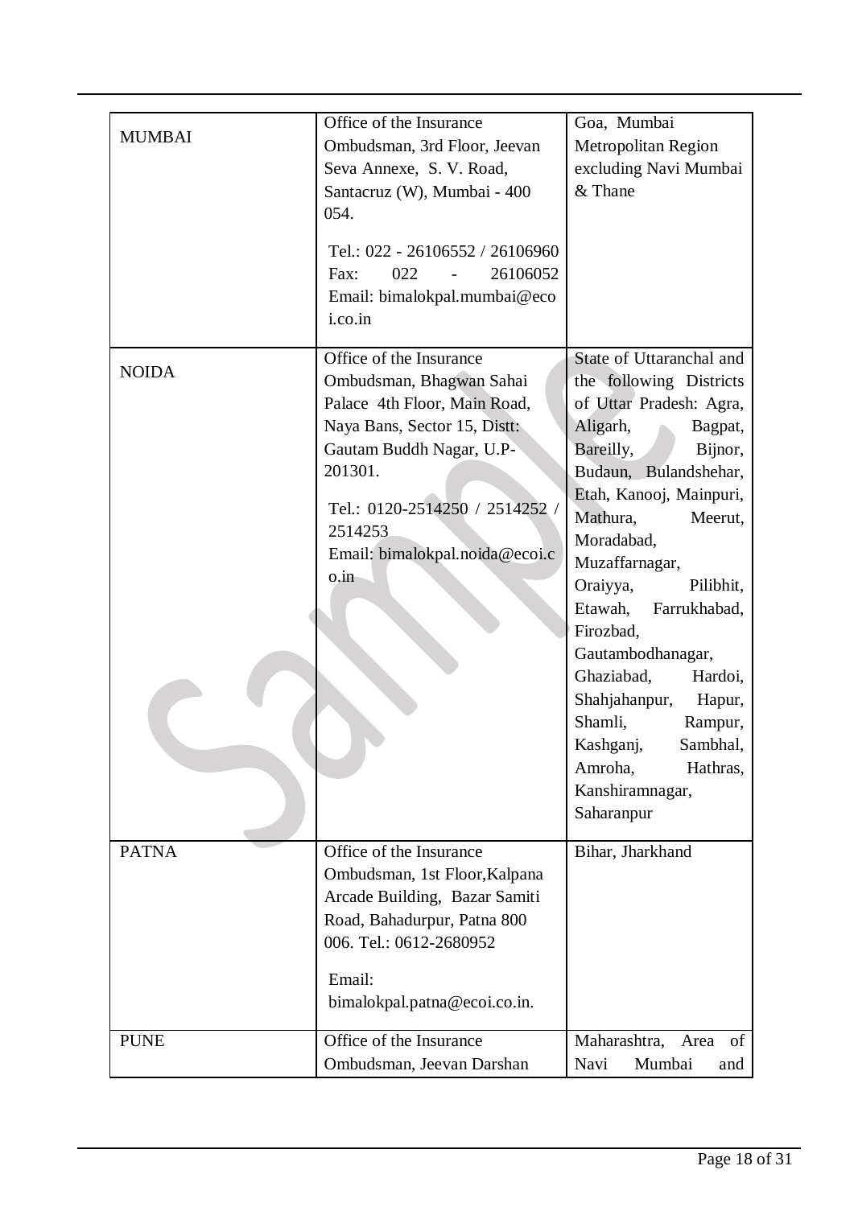| | | |
|---|---|---|
| MUMBAI | Office of the Insurance Ombudsman, 3rd Floor, Jeevan Seva Annexe, S. V. Road, Santacruz (W), Mumbai - 400 054.<br>Tel.: 022 - 26106552 / 26106960 Fax: 022 - 26106052 Email: bimalokpal.mumbai@ecoi.co.in | Goa, Mumbai Metropolitan Region excluding Navi Mumbai & Thane |
| NOIDA | Office of the Insurance Ombudsman, Bhagwan Sahai Palace 4th Floor, Main Road, Naya Bans, Sector 15, Distt: Gautam Buddh Nagar, U.P-201301.<br>Tel.: 0120-2514250 / 2514252 / 2514253<br>Email: bimalokpal.noida@ecoi.co.in | State of Uttaranchal and the following Districts of Uttar Pradesh: Agra, Aligarh, Bagpat, Bareilly, Bijnor, Budaun, Bulandshehar, Etah, Kanooj, Mainpuri, Mathura, Meerut, Moradabad, Muzaffarnagar, Oraiyya, Pilibhit, Etawah, Farrukhabad, Firozbad, Gautambodhanagar, Ghaziabad, Hardoi, Shahjahanpur, Hapur, Shamli, Rampur, Kashganj, Sambhal, Amroha, Hathras, Kanshiramnagar, Saharanpur |
| PATNA | Office of the Insurance Ombudsman, 1st Floor,Kalpana Arcade Building, Bazar Samiti Road, Bahadurpur, Patna 800 006. Tel.: 0612-2680952<br>Email: bimalokpal.patna@ecoi.co.in. | Bihar, Jharkhand |
| PUNE | Office of the Insurance Ombudsman, Jeevan Darshan | Maharashtra, Area of Navi Mumbai and |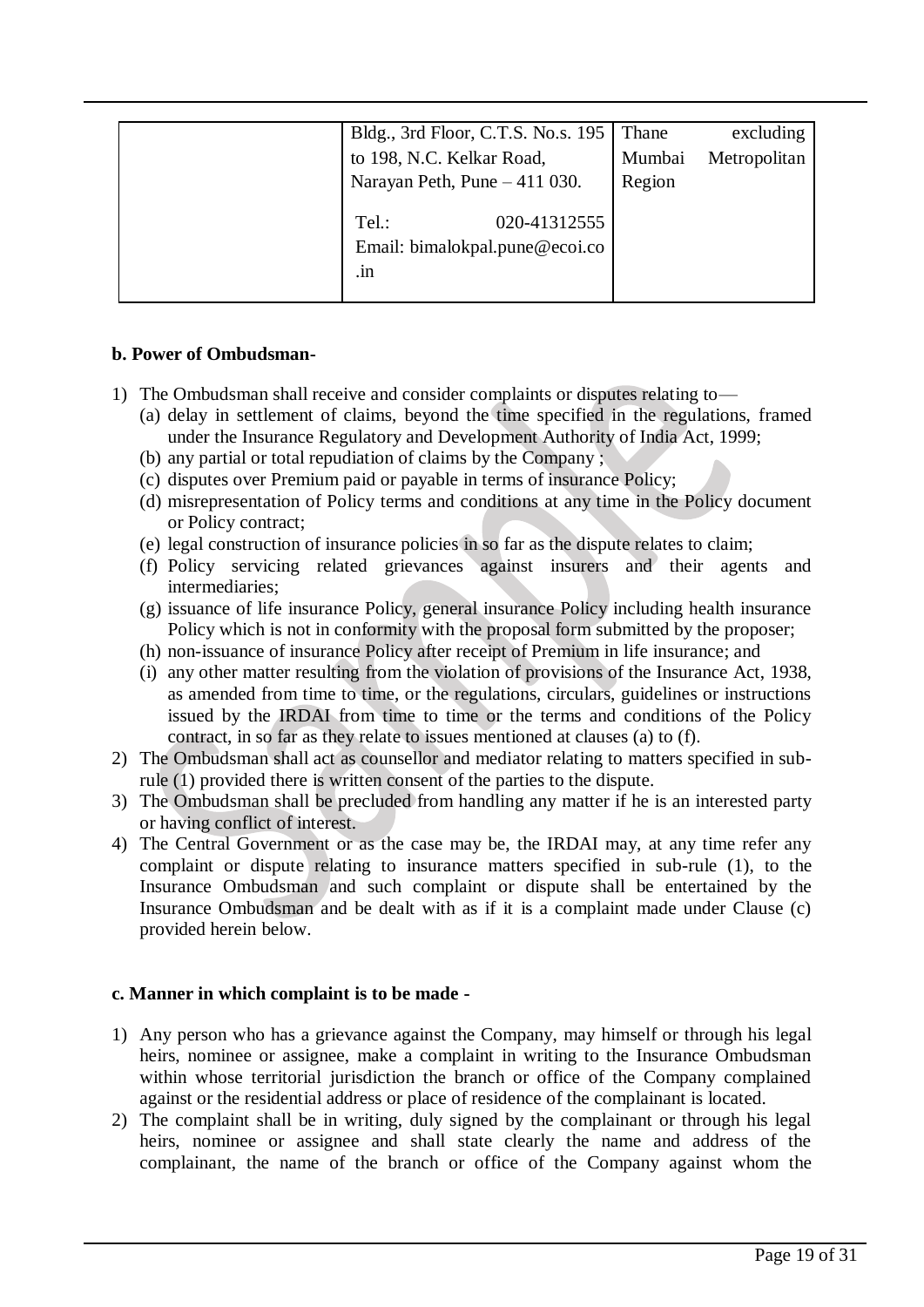| | Bldg., 3rd Floor, C.T.S. No.s. 195 to 198, N.C. Kelkar Road, Narayan Peth, Pune – 411 030.<br><br>Tel.: 020-41312555<br>Email: bimalokpal.pune@ecoi.co.in | Thane excluding Mumbai Metropolitan Region |
|---|---|---|

**b. Power of Ombudsman-**

1) The Ombudsman shall receive and consider complaints or disputes relating to—
   (a) delay in settlement of claims, beyond the time specified in the regulations, framed under the Insurance Regulatory and Development Authority of India Act, 1999;
   (b) any partial or total repudiation of claims by the Company ;
   (c) disputes over Premium paid or payable in terms of insurance Policy;
   (d) misrepresentation of Policy terms and conditions at any time in the Policy document or Policy contract;
   (e) legal construction of insurance policies in so far as the dispute relates to claim;
   (f) Policy servicing related grievances against insurers and their agents and intermediaries;
   (g) issuance of life insurance Policy, general insurance Policy including health insurance Policy which is not in conformity with the proposal form submitted by the proposer;
   (h) non-issuance of insurance Policy after receipt of Premium in life insurance; and
   (i) any other matter resulting from the violation of provisions of the Insurance Act, 1938, as amended from time to time, or the regulations, circulars, guidelines or instructions issued by the IRDAI from time to time or the terms and conditions of the Policy contract, in so far as they relate to issues mentioned at clauses (a) to (f).
2) The Ombudsman shall act as counsellor and mediator relating to matters specified in sub-rule (1) provided there is written consent of the parties to the dispute.
3) The Ombudsman shall be precluded from handling any matter if he is an interested party or having conflict of interest.
4) The Central Government or as the case may be, the IRDAI may, at any time refer any complaint or dispute relating to insurance matters specified in sub-rule (1), to the Insurance Ombudsman and such complaint or dispute shall be entertained by the Insurance Ombudsman and be dealt with as if it is a complaint made under Clause (c) provided herein below.

**c. Manner in which complaint is to be made -**

1) Any person who has a grievance against the Company, may himself or through his legal heirs, nominee or assignee, make a complaint in writing to the Insurance Ombudsman within whose territorial jurisdiction the branch or office of the Company complained against or the residential address or place of residence of the complainant is located.
2) The complaint shall be in writing, duly signed by the complainant or through his legal heirs, nominee or assignee and shall state clearly the name and address of the complainant, the name of the branch or office of the Company against whom the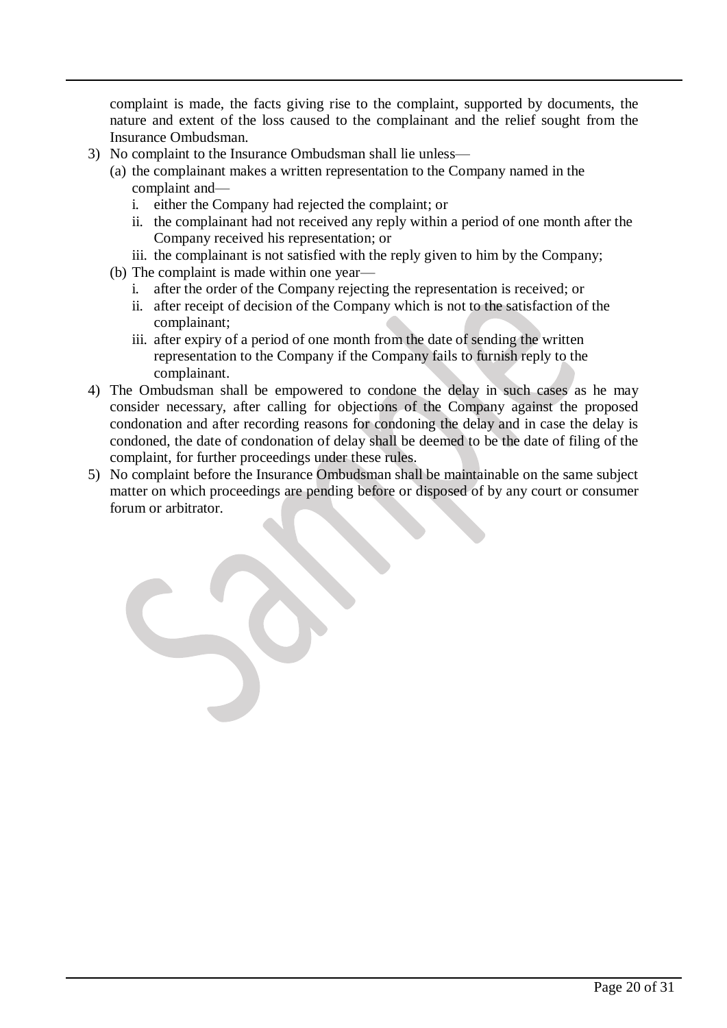complaint is made, the facts giving rise to the complaint, supported by documents, the nature and extent of the loss caused to the complainant and the relief sought from the Insurance Ombudsman.

3) No complaint to the Insurance Ombudsman shall lie unless—
   (a) the complainant makes a written representation to the Company named in the complaint and—
      i. either the Company had rejected the complaint; or
      ii. the complainant had not received any reply within a period of one month after the Company received his representation; or
      iii. the complainant is not satisfied with the reply given to him by the Company;
   (b) The complaint is made within one year—
      i. after the order of the Company rejecting the representation is received; or
      ii. after receipt of decision of the Company which is not to the satisfaction of the complainant;
      iii. after expiry of a period of one month from the date of sending the written representation to the Company if the Company fails to furnish reply to the complainant.
4) The Ombudsman shall be empowered to condone the delay in such cases as he may consider necessary, after calling for objections of the Company against the proposed condonation and after recording reasons for condoning the delay and in case the delay is condoned, the date of condonation of delay shall be deemed to be the date of filing of the complaint, for further proceedings under these rules.
5) No complaint before the Insurance Ombudsman shall be maintainable on the same subject matter on which proceedings are pending before or disposed of by any court or consumer forum or arbitrator.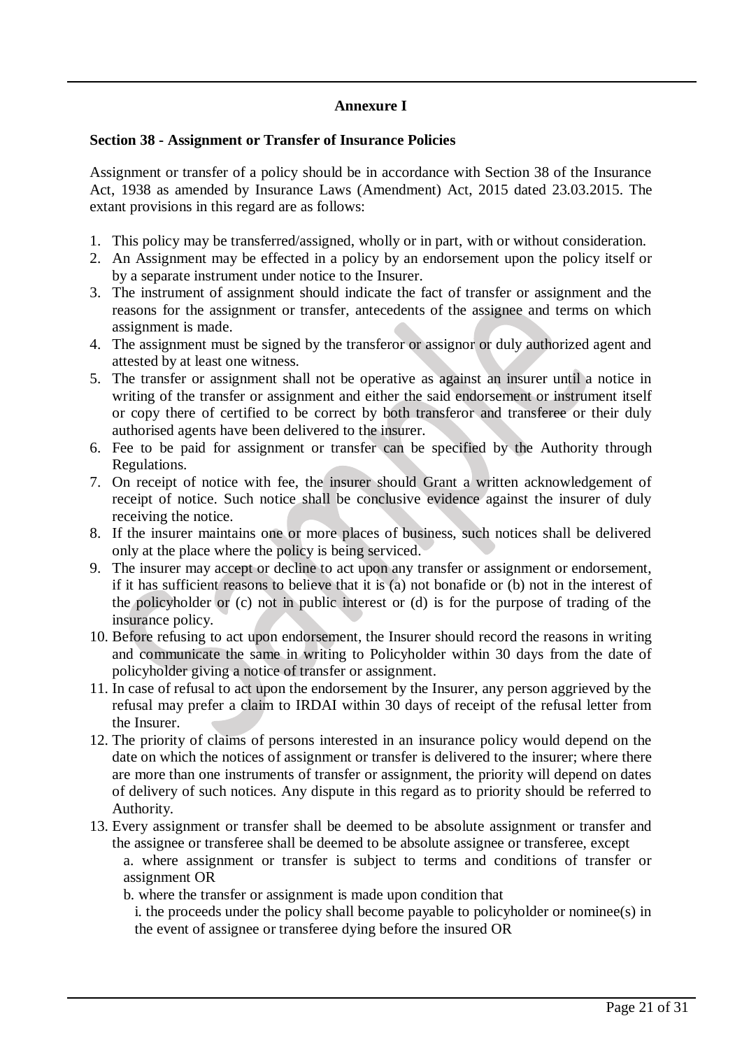**Annexure I**

**Section 38 - Assignment or Transfer of Insurance Policies**

Assignment or transfer of a policy should be in accordance with Section 38 of the Insurance Act, 1938 as amended by Insurance Laws (Amendment) Act, 2015 dated 23.03.2015. The extant provisions in this regard are as follows:

1. This policy may be transferred/assigned, wholly or in part, with or without consideration.
2. An Assignment may be effected in a policy by an endorsement upon the policy itself or by a separate instrument under notice to the Insurer.
3. The instrument of assignment should indicate the fact of transfer or assignment and the reasons for the assignment or transfer, antecedents of the assignee and terms on which assignment is made.
4. The assignment must be signed by the transferor or assignor or duly authorized agent and attested by at least one witness.
5. The transfer or assignment shall not be operative as against an insurer until a notice in writing of the transfer or assignment and either the said endorsement or instrument itself or copy there of certified to be correct by both transferor and transferee or their duly authorised agents have been delivered to the insurer.
6. Fee to be paid for assignment or transfer can be specified by the Authority through Regulations.
7. On receipt of notice with fee, the insurer should Grant a written acknowledgement of receipt of notice. Such notice shall be conclusive evidence against the insurer of duly receiving the notice.
8. If the insurer maintains one or more places of business, such notices shall be delivered only at the place where the policy is being serviced.
9. The insurer may accept or decline to act upon any transfer or assignment or endorsement, if it has sufficient reasons to believe that it is (a) not bonafide or (b) not in the interest of the policyholder or (c) not in public interest or (d) is for the purpose of trading of the insurance policy.
10. Before refusing to act upon endorsement, the Insurer should record the reasons in writing and communicate the same in writing to Policyholder within 30 days from the date of policyholder giving a notice of transfer or assignment.
11. In case of refusal to act upon the endorsement by the Insurer, any person aggrieved by the refusal may prefer a claim to IRDAI within 30 days of receipt of the refusal letter from the Insurer.
12. The priority of claims of persons interested in an insurance policy would depend on the date on which the notices of assignment or transfer is delivered to the insurer; where there are more than one instruments of transfer or assignment, the priority will depend on dates of delivery of such notices. Any dispute in this regard as to priority should be referred to Authority.
13. Every assignment or transfer shall be deemed to be absolute assignment or transfer and the assignee or transferee shall be deemed to be absolute assignee or transferee, except
    a. where assignment or transfer is subject to terms and conditions of transfer or assignment OR
    b. where the transfer or assignment is made upon condition that
        i. the proceeds under the policy shall become payable to policyholder or nominee(s) in the event of assignee or transferee dying before the insured OR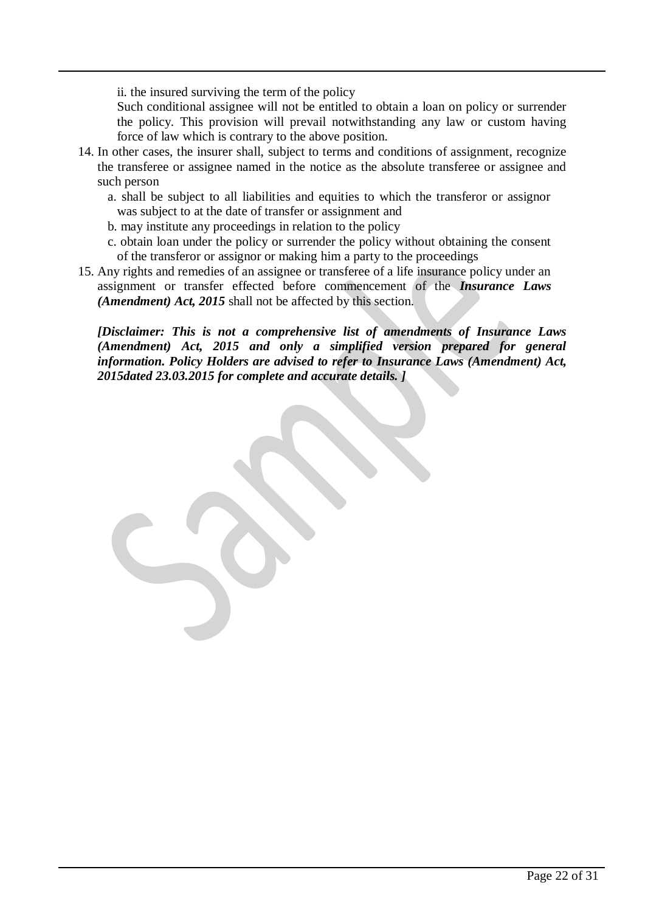ii. the insured surviving the term of the policy

Such conditional assignee will not be entitled to obtain a loan on policy or surrender the policy. This provision will prevail notwithstanding any law or custom having force of law which is contrary to the above position.

14. In other cases, the insurer shall, subject to terms and conditions of assignment, recognize the transferee or assignee named in the notice as the absolute transferee or assignee and such person
    a. shall be subject to all liabilities and equities to which the transferor or assignor was subject to at the date of transfer or assignment and
    b. may institute any proceedings in relation to the policy
    c. obtain loan under the policy or surrender the policy without obtaining the consent of the transferor or assignor or making him a party to the proceedings
15. Any rights and remedies of an assignee or transferee of a life insurance policy under an assignment or transfer effected before commencement of the ***Insurance Laws (Amendment) Act, 2015*** shall not be affected by this section.

***[Disclaimer: This is not a comprehensive list of amendments of Insurance Laws (Amendment) Act, 2015 and only a simplified version prepared for general information. Policy Holders are advised to refer to Insurance Laws (Amendment) Act, 2015dated 23.03.2015 for complete and accurate details. ]***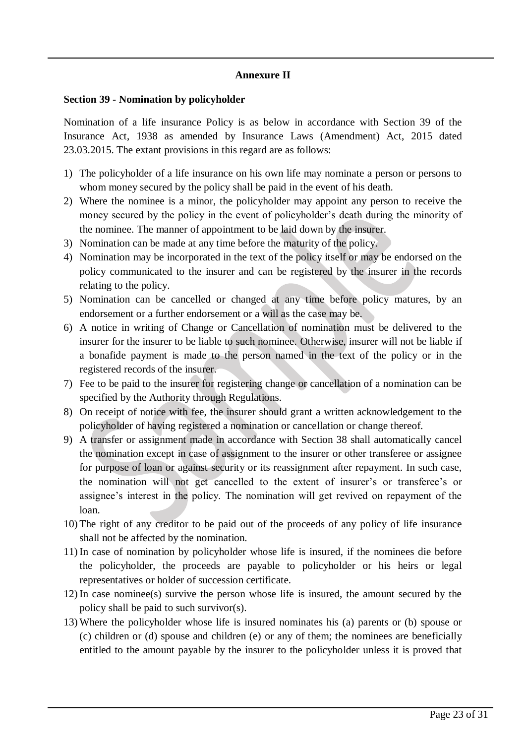**Annexure II**

**Section 39 - Nomination by policyholder**

Nomination of a life insurance Policy is as below in accordance with Section 39 of the Insurance Act, 1938 as amended by Insurance Laws (Amendment) Act, 2015 dated 23.03.2015. The extant provisions in this regard are as follows:

1) The policyholder of a life insurance on his own life may nominate a person or persons to whom money secured by the policy shall be paid in the event of his death.
2) Where the nominee is a minor, the policyholder may appoint any person to receive the money secured by the policy in the event of policyholder's death during the minority of the nominee. The manner of appointment to be laid down by the insurer.
3) Nomination can be made at any time before the maturity of the policy.
4) Nomination may be incorporated in the text of the policy itself or may be endorsed on the policy communicated to the insurer and can be registered by the insurer in the records relating to the policy.
5) Nomination can be cancelled or changed at any time before policy matures, by an endorsement or a further endorsement or a will as the case may be.
6) A notice in writing of Change or Cancellation of nomination must be delivered to the insurer for the insurer to be liable to such nominee. Otherwise, insurer will not be liable if a bonafide payment is made to the person named in the text of the policy or in the registered records of the insurer.
7) Fee to be paid to the insurer for registering change or cancellation of a nomination can be specified by the Authority through Regulations.
8) On receipt of notice with fee, the insurer should grant a written acknowledgement to the policyholder of having registered a nomination or cancellation or change thereof.
9) A transfer or assignment made in accordance with Section 38 shall automatically cancel the nomination except in case of assignment to the insurer or other transferee or assignee for purpose of loan or against security or its reassignment after repayment. In such case, the nomination will not get cancelled to the extent of insurer's or transferee's or assignee's interest in the policy. The nomination will get revived on repayment of the loan.
10) The right of any creditor to be paid out of the proceeds of any policy of life insurance shall not be affected by the nomination.
11) In case of nomination by policyholder whose life is insured, if the nominees die before the policyholder, the proceeds are payable to policyholder or his heirs or legal representatives or holder of succession certificate.
12) In case nominee(s) survive the person whose life is insured, the amount secured by the policy shall be paid to such survivor(s).
13) Where the policyholder whose life is insured nominates his (a) parents or (b) spouse or (c) children or (d) spouse and children (e) or any of them; the nominees are beneficially entitled to the amount payable by the insurer to the policyholder unless it is proved that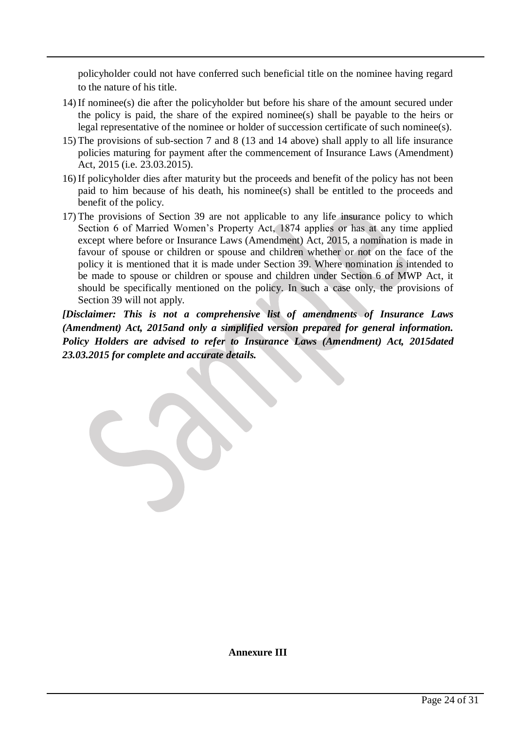policyholder could not have conferred such beneficial title on the nominee having regard to the nature of his title.

14) If nominee(s) die after the policyholder but before his share of the amount secured under the policy is paid, the share of the expired nominee(s) shall be payable to the heirs or legal representative of the nominee or holder of succession certificate of such nominee(s).

15) The provisions of sub-section 7 and 8 (13 and 14 above) shall apply to all life insurance policies maturing for payment after the commencement of Insurance Laws (Amendment) Act, 2015 (i.e. 23.03.2015).

16) If policyholder dies after maturity but the proceeds and benefit of the policy has not been paid to him because of his death, his nominee(s) shall be entitled to the proceeds and benefit of the policy.

17) The provisions of Section 39 are not applicable to any life insurance policy to which Section 6 of Married Women's Property Act, 1874 applies or has at any time applied except where before or Insurance Laws (Amendment) Act, 2015, a nomination is made in favour of spouse or children or spouse and children whether or not on the face of the policy it is mentioned that it is made under Section 39. Where nomination is intended to be made to spouse or children or spouse and children under Section 6 of MWP Act, it should be specifically mentioned on the policy. In such a case only, the provisions of Section 39 will not apply.

***[Disclaimer: This is not a comprehensive list of amendments of Insurance Laws (Amendment) Act, 2015and only a simplified version prepared for general information. Policy Holders are advised to refer to Insurance Laws (Amendment) Act, 2015dated 23.03.2015 for complete and accurate details.***

**Annexure III**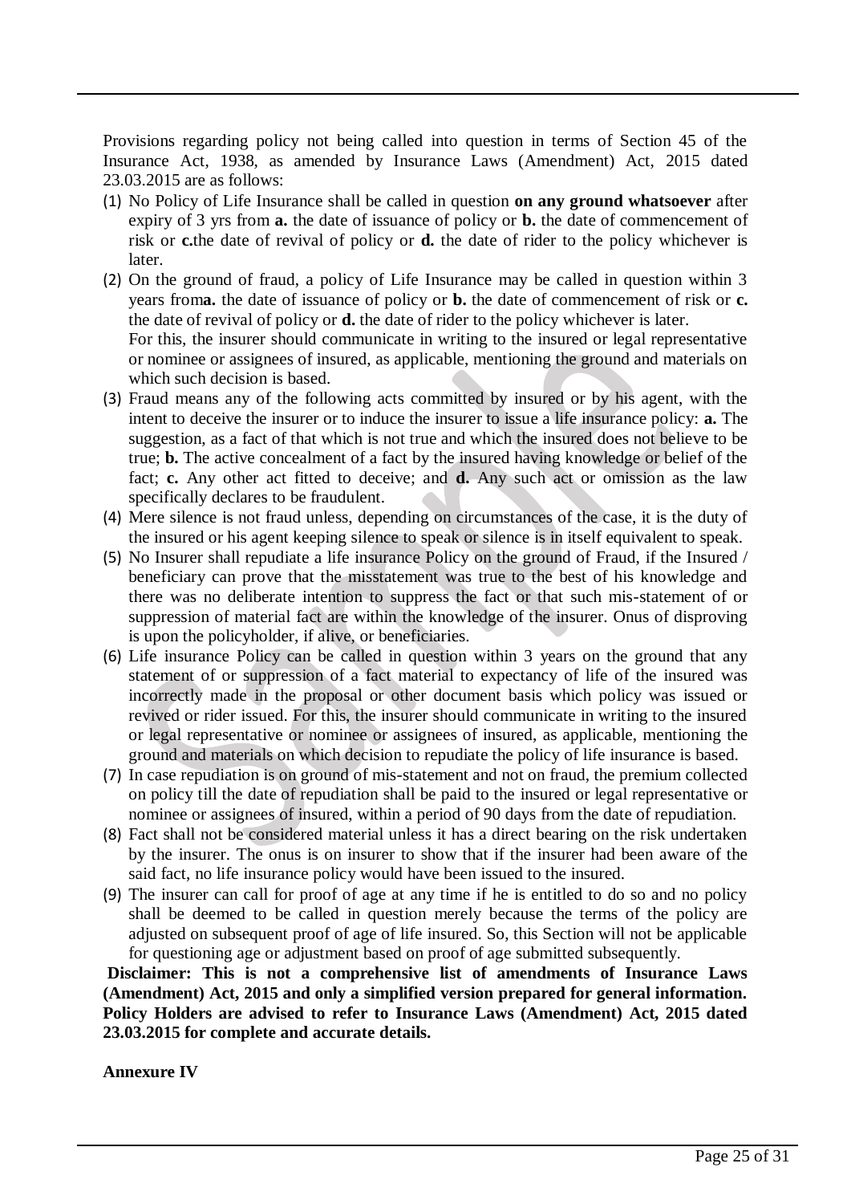Provisions regarding policy not being called into question in terms of Section 45 of the Insurance Act, 1938, as amended by Insurance Laws (Amendment) Act, 2015 dated 23.03.2015 are as follows:

(1) No Policy of Life Insurance shall be called in question **on any ground whatsoever** after expiry of 3 yrs from **a.** the date of issuance of policy or **b.** the date of commencement of risk or **c.**the date of revival of policy or **d.** the date of rider to the policy whichever is later.
(2) On the ground of fraud, a policy of Life Insurance may be called in question within 3 years from**a.** the date of issuance of policy or **b.** the date of commencement of risk or **c.** the date of revival of policy or **d.** the date of rider to the policy whichever is later.
For this, the insurer should communicate in writing to the insured or legal representative or nominee or assignees of insured, as applicable, mentioning the ground and materials on which such decision is based.
(3) Fraud means any of the following acts committed by insured or by his agent, with the intent to deceive the insurer or to induce the insurer to issue a life insurance policy: **a.** The suggestion, as a fact of that which is not true and which the insured does not believe to be true; **b.** The active concealment of a fact by the insured having knowledge or belief of the fact; **c.** Any other act fitted to deceive; and **d.** Any such act or omission as the law specifically declares to be fraudulent.
(4) Mere silence is not fraud unless, depending on circumstances of the case, it is the duty of the insured or his agent keeping silence to speak or silence is in itself equivalent to speak.
(5) No Insurer shall repudiate a life insurance Policy on the ground of Fraud, if the Insured / beneficiary can prove that the misstatement was true to the best of his knowledge and there was no deliberate intention to suppress the fact or that such mis-statement of or suppression of material fact are within the knowledge of the insurer. Onus of disproving is upon the policyholder, if alive, or beneficiaries.
(6) Life insurance Policy can be called in question within 3 years on the ground that any statement of or suppression of a fact material to expectancy of life of the insured was incorrectly made in the proposal or other document basis which policy was issued or revived or rider issued. For this, the insurer should communicate in writing to the insured or legal representative or nominee or assignees of insured, as applicable, mentioning the ground and materials on which decision to repudiate the policy of life insurance is based.
(7) In case repudiation is on ground of mis-statement and not on fraud, the premium collected on policy till the date of repudiation shall be paid to the insured or legal representative or nominee or assignees of insured, within a period of 90 days from the date of repudiation.
(8) Fact shall not be considered material unless it has a direct bearing on the risk undertaken by the insurer. The onus is on insurer to show that if the insurer had been aware of the said fact, no life insurance policy would have been issued to the insured.
(9) The insurer can call for proof of age at any time if he is entitled to do so and no policy shall be deemed to be called in question merely because the terms of the policy are adjusted on subsequent proof of age of life insured. So, this Section will not be applicable for questioning age or adjustment based on proof of age submitted subsequently.

**Disclaimer: This is not a comprehensive list of amendments of Insurance Laws (Amendment) Act, 2015 and only a simplified version prepared for general information. Policy Holders are advised to refer to Insurance Laws (Amendment) Act, 2015 dated 23.03.2015 for complete and accurate details.**

**Annexure IV**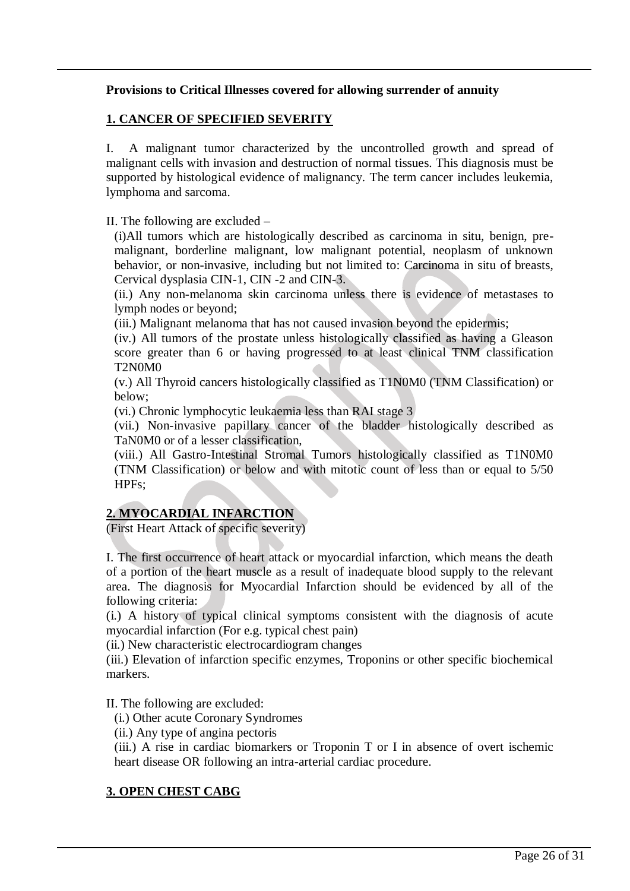**Provisions to Critical Illnesses covered for allowing surrender of annuity**

## 1. CANCER OF SPECIFIED SEVERITY

I. A malignant tumor characterized by the uncontrolled growth and spread of malignant cells with invasion and destruction of normal tissues. This diagnosis must be supported by histological evidence of malignancy. The term cancer includes leukemia, lymphoma and sarcoma.

II. The following are excluded –

(i)All tumors which are histologically described as carcinoma in situ, benign, pre-malignant, borderline malignant, low malignant potential, neoplasm of unknown behavior, or non-invasive, including but not limited to: Carcinoma in situ of breasts, Cervical dysplasia CIN-1, CIN -2 and CIN-3.

(ii.) Any non-melanoma skin carcinoma unless there is evidence of metastases to lymph nodes or beyond;

(iii.) Malignant melanoma that has not caused invasion beyond the epidermis;

(iv.) All tumors of the prostate unless histologically classified as having a Gleason score greater than 6 or having progressed to at least clinical TNM classification T2N0M0

(v.) All Thyroid cancers histologically classified as T1N0M0 (TNM Classification) or below;

(vi.) Chronic lymphocytic leukaemia less than RAI stage 3

(vii.) Non-invasive papillary cancer of the bladder histologically described as TaN0M0 or of a lesser classification,

(viii.) All Gastro-Intestinal Stromal Tumors histologically classified as T1N0M0 (TNM Classification) or below and with mitotic count of less than or equal to 5/50 HPFs;

## 2. MYOCARDIAL INFARCTION

(First Heart Attack of specific severity)

I. The first occurrence of heart attack or myocardial infarction, which means the death of a portion of the heart muscle as a result of inadequate blood supply to the relevant area. The diagnosis for Myocardial Infarction should be evidenced by all of the following criteria:

(i.) A history of typical clinical symptoms consistent with the diagnosis of acute myocardial infarction (For e.g. typical chest pain)

(ii.) New characteristic electrocardiogram changes

(iii.) Elevation of infarction specific enzymes, Troponins or other specific biochemical markers.

II. The following are excluded:

(i.) Other acute Coronary Syndromes

(ii.) Any type of angina pectoris

(iii.) A rise in cardiac biomarkers or Troponin T or I in absence of overt ischemic heart disease OR following an intra-arterial cardiac procedure.

## 3. OPEN CHEST CABG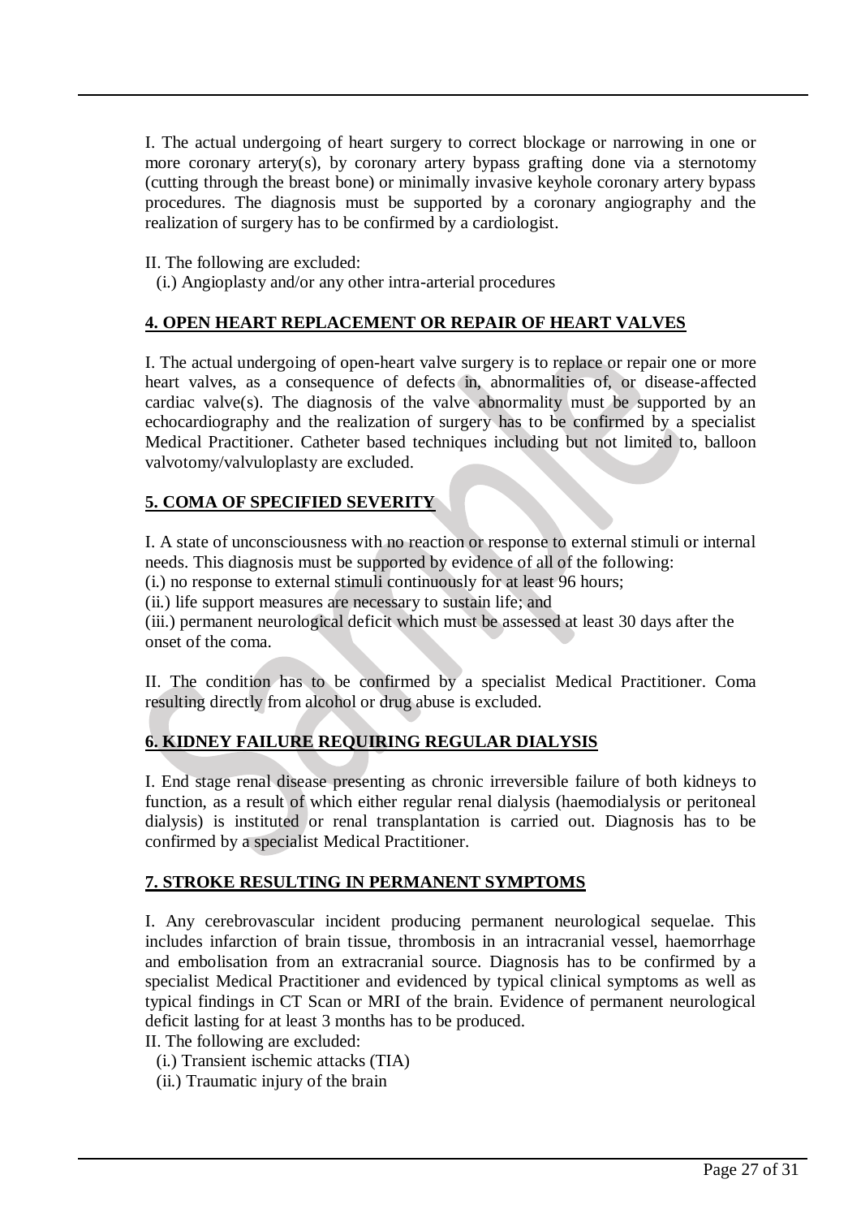I. The actual undergoing of heart surgery to correct blockage or narrowing in one or more coronary artery(s), by coronary artery bypass grafting done via a sternotomy (cutting through the breast bone) or minimally invasive keyhole coronary artery bypass procedures. The diagnosis must be supported by a coronary angiography and the realization of surgery has to be confirmed by a cardiologist.

II. The following are excluded:

(i.) Angioplasty and/or any other intra-arterial procedures

## 4. OPEN HEART REPLACEMENT OR REPAIR OF HEART VALVES

I. The actual undergoing of open-heart valve surgery is to replace or repair one or more heart valves, as a consequence of defects in, abnormalities of, or disease-affected cardiac valve(s). The diagnosis of the valve abnormality must be supported by an echocardiography and the realization of surgery has to be confirmed by a specialist Medical Practitioner. Catheter based techniques including but not limited to, balloon valvotomy/valvuloplasty are excluded.

## 5. COMA OF SPECIFIED SEVERITY

I. A state of unconsciousness with no reaction or response to external stimuli or internal needs. This diagnosis must be supported by evidence of all of the following:

(i.) no response to external stimuli continuously for at least 96 hours;

(ii.) life support measures are necessary to sustain life; and

(iii.) permanent neurological deficit which must be assessed at least 30 days after the onset of the coma.

II. The condition has to be confirmed by a specialist Medical Practitioner. Coma resulting directly from alcohol or drug abuse is excluded.

## 6. KIDNEY FAILURE REQUIRING REGULAR DIALYSIS

I. End stage renal disease presenting as chronic irreversible failure of both kidneys to function, as a result of which either regular renal dialysis (haemodialysis or peritoneal dialysis) is instituted or renal transplantation is carried out. Diagnosis has to be confirmed by a specialist Medical Practitioner.

## 7. STROKE RESULTING IN PERMANENT SYMPTOMS

I. Any cerebrovascular incident producing permanent neurological sequelae. This includes infarction of brain tissue, thrombosis in an intracranial vessel, haemorrhage and embolisation from an extracranial source. Diagnosis has to be confirmed by a specialist Medical Practitioner and evidenced by typical clinical symptoms as well as typical findings in CT Scan or MRI of the brain. Evidence of permanent neurological deficit lasting for at least 3 months has to be produced.

II. The following are excluded:

(i.) Transient ischemic attacks (TIA)

(ii.) Traumatic injury of the brain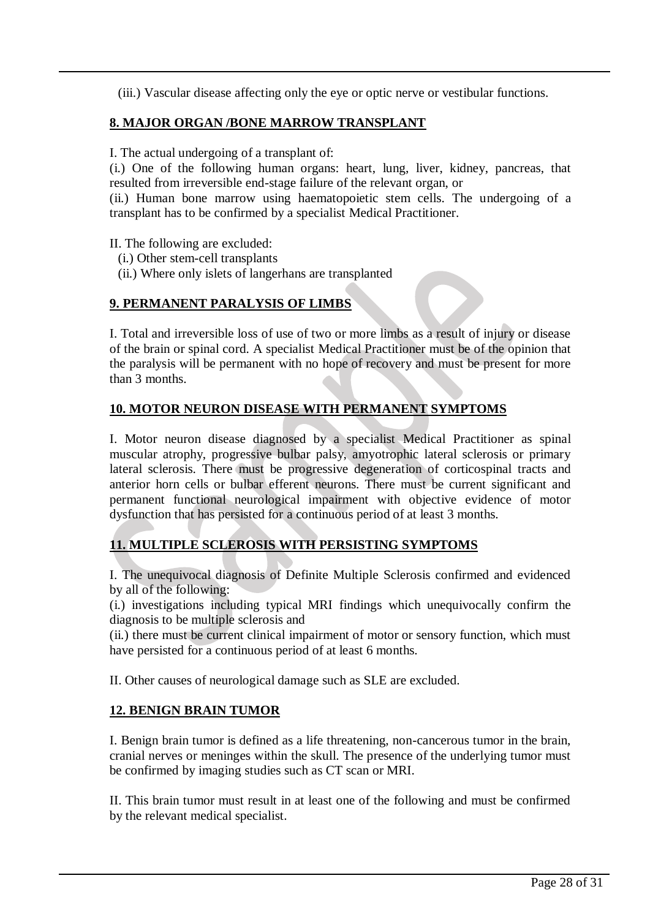(iii.) Vascular disease affecting only the eye or optic nerve or vestibular functions.

## **8. MAJOR ORGAN /BONE MARROW TRANSPLANT**

I. The actual undergoing of a transplant of:

(i.) One of the following human organs: heart, lung, liver, kidney, pancreas, that resulted from irreversible end-stage failure of the relevant organ, or

(ii.) Human bone marrow using haematopoietic stem cells. The undergoing of a transplant has to be confirmed by a specialist Medical Practitioner.

II. The following are excluded:

(i.) Other stem-cell transplants

(ii.) Where only islets of langerhans are transplanted

## **9. PERMANENT PARALYSIS OF LIMBS**

I. Total and irreversible loss of use of two or more limbs as a result of injury or disease of the brain or spinal cord. A specialist Medical Practitioner must be of the opinion that the paralysis will be permanent with no hope of recovery and must be present for more than 3 months.

## **10. MOTOR NEURON DISEASE WITH PERMANENT SYMPTOMS**

I. Motor neuron disease diagnosed by a specialist Medical Practitioner as spinal muscular atrophy, progressive bulbar palsy, amyotrophic lateral sclerosis or primary lateral sclerosis. There must be progressive degeneration of corticospinal tracts and anterior horn cells or bulbar efferent neurons. There must be current significant and permanent functional neurological impairment with objective evidence of motor dysfunction that has persisted for a continuous period of at least 3 months.

## **11. MULTIPLE SCLEROSIS WITH PERSISTING SYMPTOMS**

I. The unequivocal diagnosis of Definite Multiple Sclerosis confirmed and evidenced by all of the following:

(i.) investigations including typical MRI findings which unequivocally confirm the diagnosis to be multiple sclerosis and

(ii.) there must be current clinical impairment of motor or sensory function, which must have persisted for a continuous period of at least 6 months.

II. Other causes of neurological damage such as SLE are excluded.

## **12. BENIGN BRAIN TUMOR**

I. Benign brain tumor is defined as a life threatening, non-cancerous tumor in the brain, cranial nerves or meninges within the skull. The presence of the underlying tumor must be confirmed by imaging studies such as CT scan or MRI.

II. This brain tumor must result in at least one of the following and must be confirmed by the relevant medical specialist.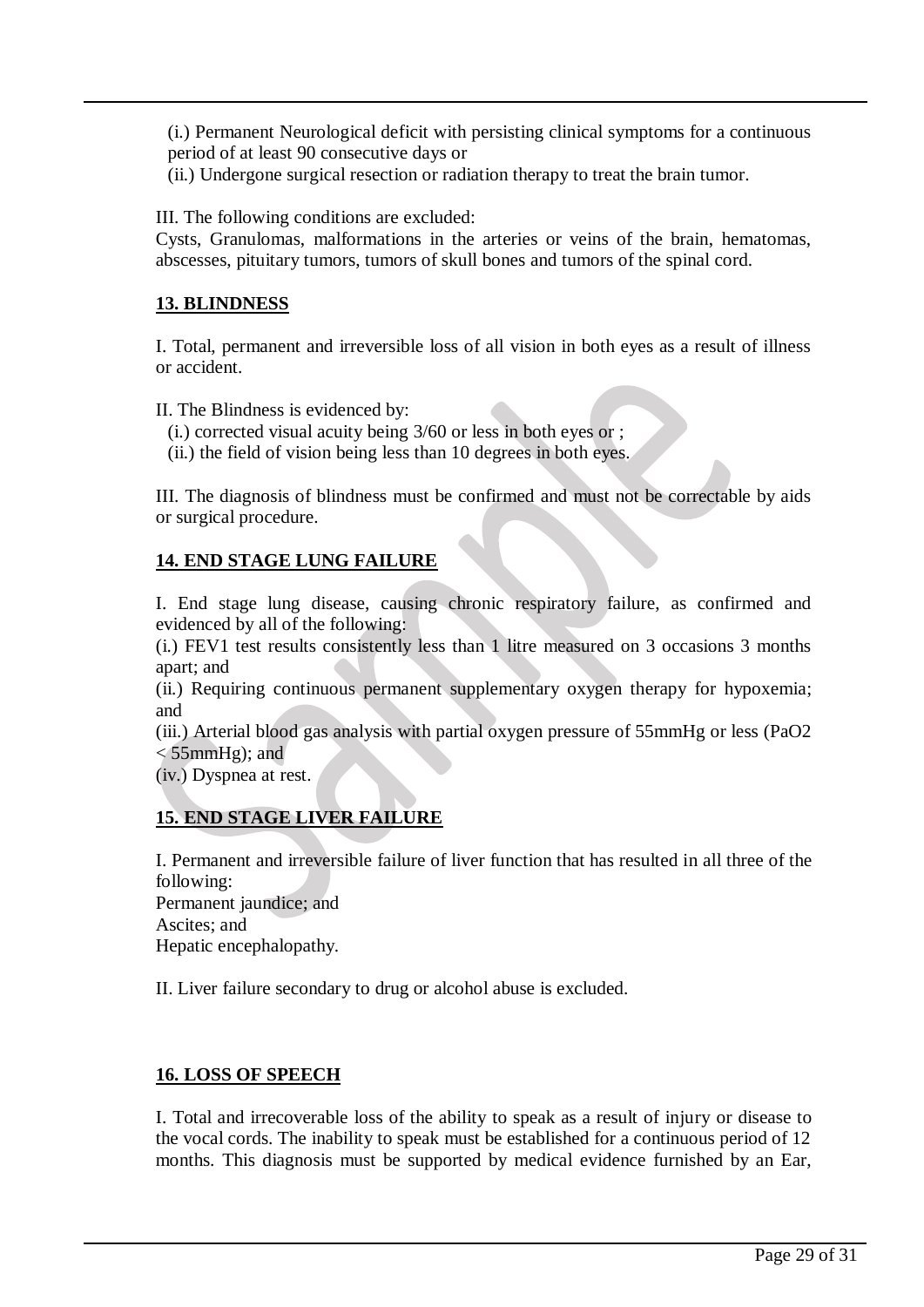(i.) Permanent Neurological deficit with persisting clinical symptoms for a continuous period of at least 90 consecutive days or

(ii.) Undergone surgical resection or radiation therapy to treat the brain tumor.

III. The following conditions are excluded:
Cysts, Granulomas, malformations in the arteries or veins of the brain, hematomas, abscesses, pituitary tumors, tumors of skull bones and tumors of the spinal cord.

**13. BLINDNESS**

I. Total, permanent and irreversible loss of all vision in both eyes as a result of illness or accident.

II. The Blindness is evidenced by:

(i.) corrected visual acuity being 3/60 or less in both eyes or ;

(ii.) the field of vision being less than 10 degrees in both eyes.

III. The diagnosis of blindness must be confirmed and must not be correctable by aids or surgical procedure.

**14. END STAGE LUNG FAILURE**

I. End stage lung disease, causing chronic respiratory failure, as confirmed and evidenced by all of the following:

(i.) FEV1 test results consistently less than 1 litre measured on 3 occasions 3 months apart; and

(ii.) Requiring continuous permanent supplementary oxygen therapy for hypoxemia; and

(iii.) Arterial blood gas analysis with partial oxygen pressure of 55mmHg or less ($PaO_2 < 55$mmHg); and

(iv.) Dyspnea at rest.

**15. END STAGE LIVER FAILURE**

I. Permanent and irreversible failure of liver function that has resulted in all three of the following:
Permanent jaundice; and
Ascites; and
Hepatic encephalopathy.

II. Liver failure secondary to drug or alcohol abuse is excluded.

**16. LOSS OF SPEECH**

I. Total and irrecoverable loss of the ability to speak as a result of injury or disease to the vocal cords. The inability to speak must be established for a continuous period of 12 months. This diagnosis must be supported by medical evidence furnished by an Ear,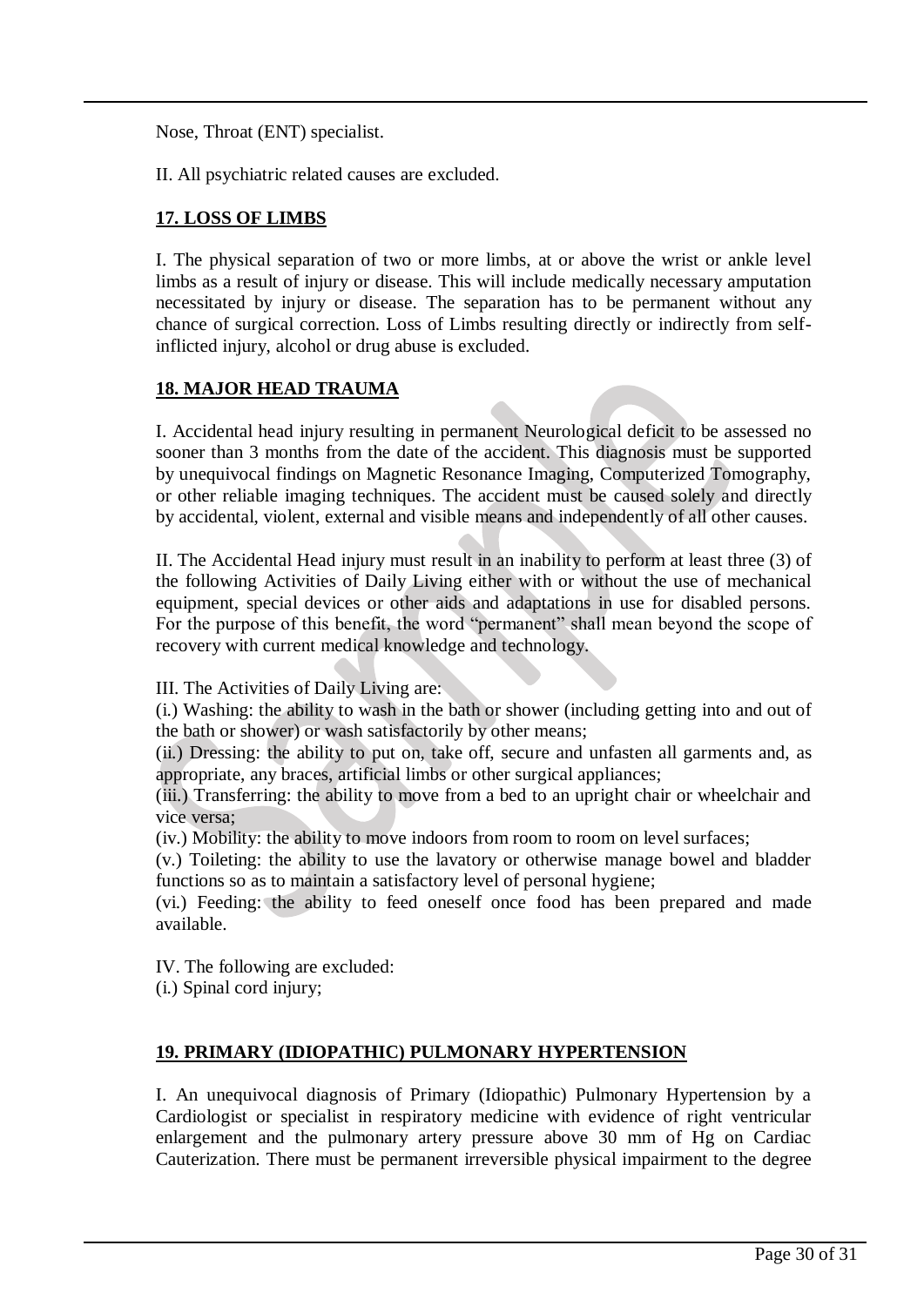Nose, Throat (ENT) specialist.

II. All psychiatric related causes are excluded.

**17. LOSS OF LIMBS**

I. The physical separation of two or more limbs, at or above the wrist or ankle level limbs as a result of injury or disease. This will include medically necessary amputation necessitated by injury or disease. The separation has to be permanent without any chance of surgical correction. Loss of Limbs resulting directly or indirectly from self-inflicted injury, alcohol or drug abuse is excluded.

**18. MAJOR HEAD TRAUMA**

I. Accidental head injury resulting in permanent Neurological deficit to be assessed no sooner than 3 months from the date of the accident. This diagnosis must be supported by unequivocal findings on Magnetic Resonance Imaging, Computerized Tomography, or other reliable imaging techniques. The accident must be caused solely and directly by accidental, violent, external and visible means and independently of all other causes.

II. The Accidental Head injury must result in an inability to perform at least three (3) of the following Activities of Daily Living either with or without the use of mechanical equipment, special devices or other aids and adaptations in use for disabled persons. For the purpose of this benefit, the word "permanent" shall mean beyond the scope of recovery with current medical knowledge and technology.

III. The Activities of Daily Living are:
(i.) Washing: the ability to wash in the bath or shower (including getting into and out of the bath or shower) or wash satisfactorily by other means;
(ii.) Dressing: the ability to put on, take off, secure and unfasten all garments and, as appropriate, any braces, artificial limbs or other surgical appliances;
(iii.) Transferring: the ability to move from a bed to an upright chair or wheelchair and vice versa;
(iv.) Mobility: the ability to move indoors from room to room on level surfaces;
(v.) Toileting: the ability to use the lavatory or otherwise manage bowel and bladder functions so as to maintain a satisfactory level of personal hygiene;
(vi.) Feeding: the ability to feed oneself once food has been prepared and made available.

IV. The following are excluded:
(i.) Spinal cord injury;

**19. PRIMARY (IDIOPATHIC) PULMONARY HYPERTENSION**

I. An unequivocal diagnosis of Primary (Idiopathic) Pulmonary Hypertension by a Cardiologist or specialist in respiratory medicine with evidence of right ventricular enlargement and the pulmonary artery pressure above 30 mm of Hg on Cardiac Cauterization. There must be permanent irreversible physical impairment to the degree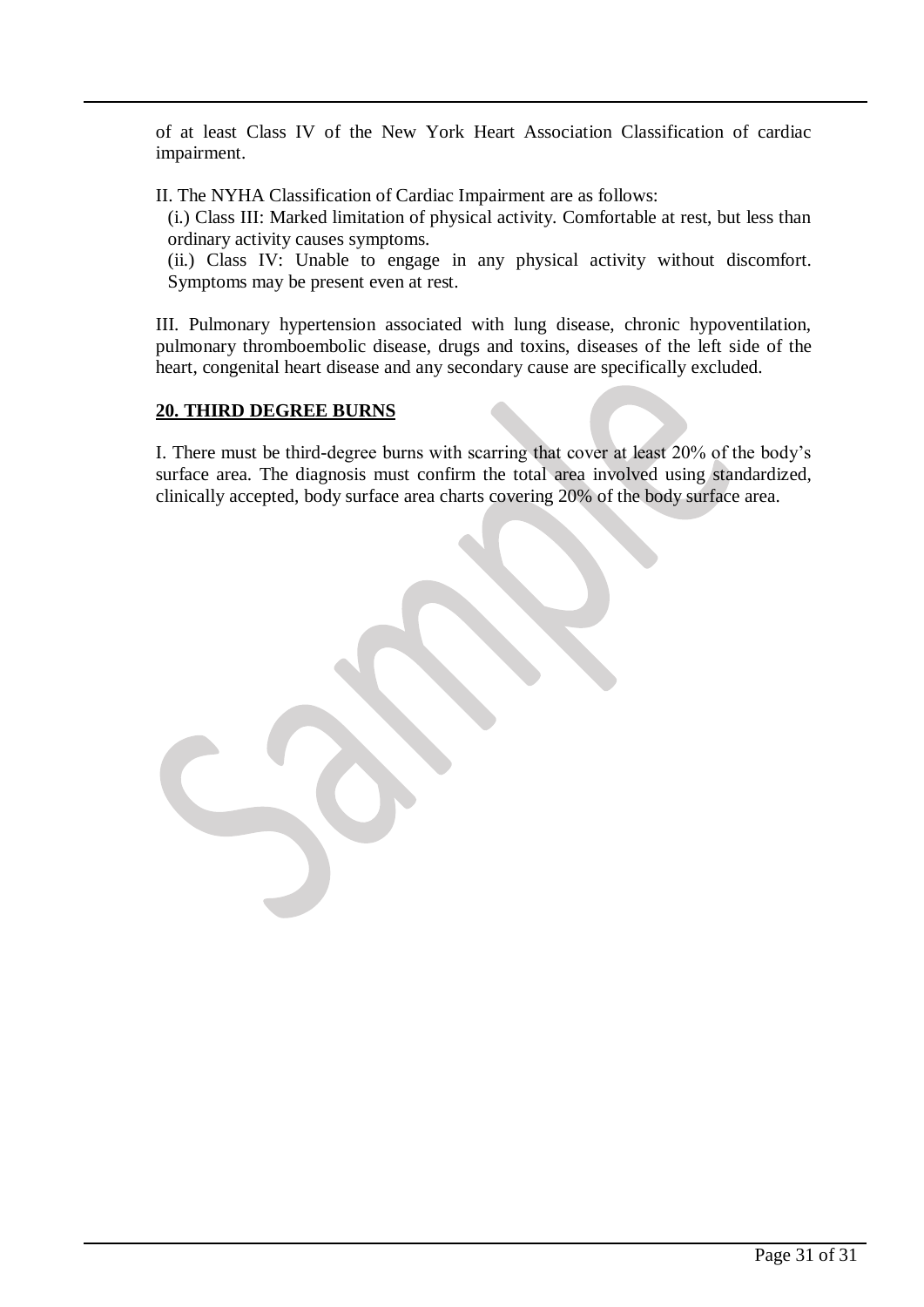of at least Class IV of the New York Heart Association Classification of cardiac impairment.

II. The NYHA Classification of Cardiac Impairment are as follows:

(i.) Class III: Marked limitation of physical activity. Comfortable at rest, but less than ordinary activity causes symptoms.

(ii.) Class IV: Unable to engage in any physical activity without discomfort. Symptoms may be present even at rest.

III. Pulmonary hypertension associated with lung disease, chronic hypoventilation, pulmonary thromboembolic disease, drugs and toxins, diseases of the left side of the heart, congenital heart disease and any secondary cause are specifically excluded.

**20. THIRD DEGREE BURNS**

I. There must be third-degree burns with scarring that cover at least 20% of the body's surface area. The diagnosis must confirm the total area involved using standardized, clinically accepted, body surface area charts covering 20% of the body surface area.